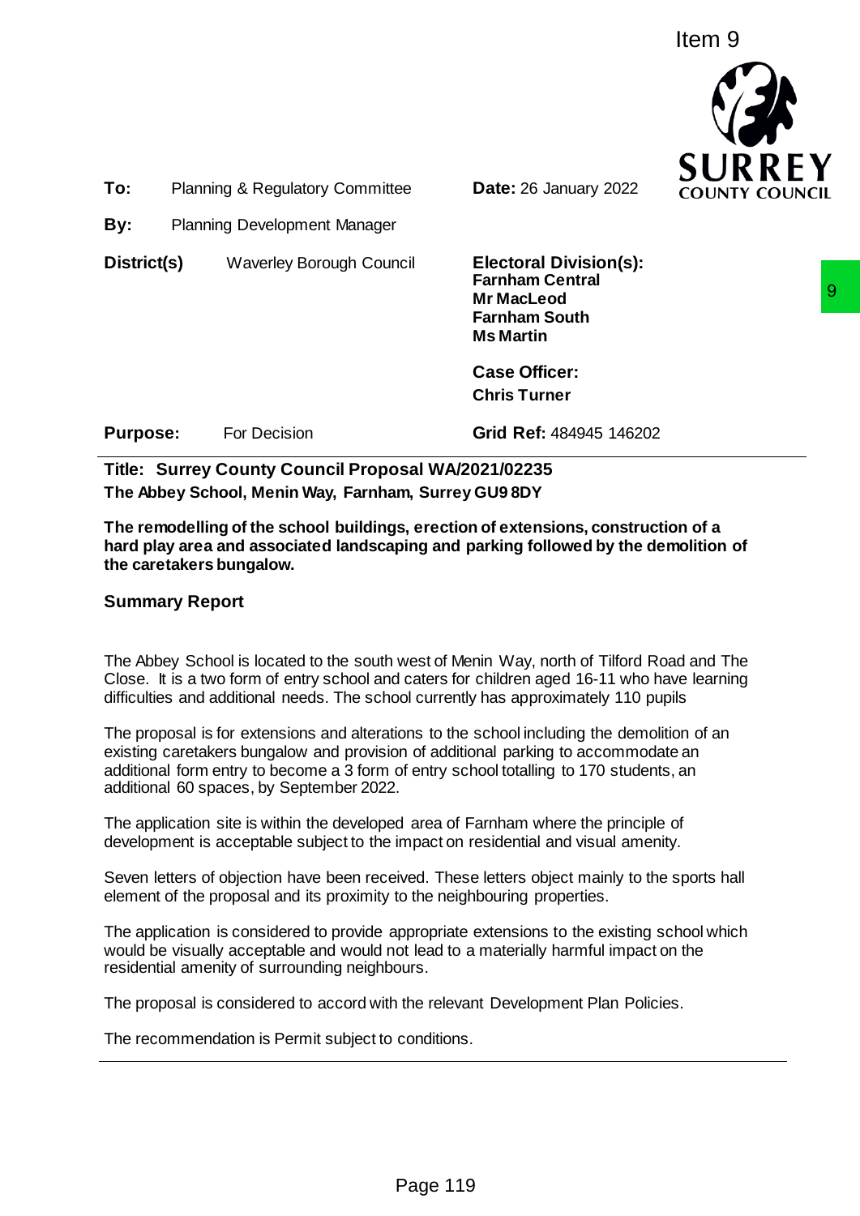Item 9

| | | | |
|---|---|---|---|
| **To:** | Planning & Regulatory Committee | **Date:** 26 January 2022 | |
| **By:** | Planning Development Manager | | |
| **District(s)** | Waverley Borough Council | **Electoral Division(s):** **Farnham Central** **Mr MacLeod** **Farnham South** **Ms Martin** | |
| | | **Case Officer:** **Chris Turner** | |
| **Purpose:** | For Decision | **Grid Ref:** 484945 146202 | |

**Title: Surrey County Council Proposal WA/2021/02235**

**The Abbey School, Menin Way, Farnham, Surrey GU9 8DY**

**The remodelling of the school buildings, erection of extensions, construction of a hard play area and associated landscaping and parking followed by the demolition of the caretakers bungalow.**

## Summary Report

The Abbey School is located to the south west of Menin Way, north of Tilford Road and The Close. It is a two form of entry school and caters for children aged 16-11 who have learning difficulties and additional needs. The school currently has approximately 110 pupils

The proposal is for extensions and alterations to the school including the demolition of an existing caretakers bungalow and provision of additional parking to accommodate an additional form entry to become a 3 form of entry school totalling to 170 students, an additional 60 spaces, by September 2022.

The application site is within the developed area of Farnham where the principle of development is acceptable subject to the impact on residential and visual amenity.

Seven letters of objection have been received. These letters object mainly to the sports hall element of the proposal and its proximity to the neighbouring properties.

The application is considered to provide appropriate extensions to the existing school which would be visually acceptable and would not lead to a materially harmful impact on the residential amenity of surrounding neighbours.

The proposal is considered to accord with the relevant Development Plan Policies.

The recommendation is Permit subject to conditions.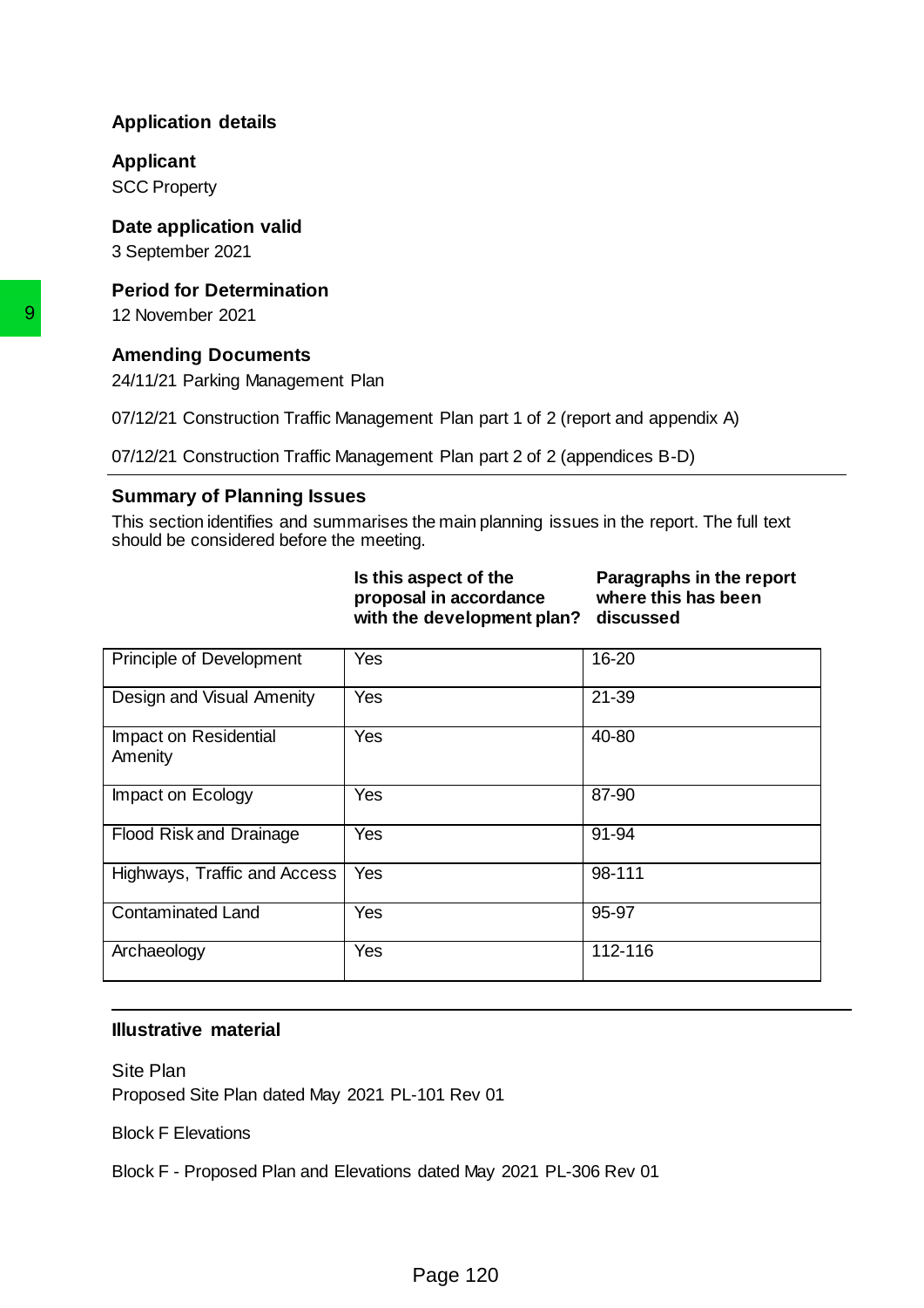## Application details

**Applicant**
SCC Property

**Date application valid**
3 September 2021

**Period for Determination**
12 November 2021

**Amending Documents**
24/11/21 Parking Management Plan

07/12/21 Construction Traffic Management Plan part 1 of 2 (report and appendix A)

07/12/21 Construction Traffic Management Plan part 2 of 2 (appendices B-D)

## Summary of Planning Issues

This section identifies and summarises the main planning issues in the report. The full text should be considered before the meeting.

| | **Is this aspect of the proposal in accordance with the development plan?** | **Paragraphs in the report where this has been discussed** |
|---|---|---|
| Principle of Development | Yes | 16-20 |
| Design and Visual Amenity | Yes | 21-39 |
| Impact on Residential Amenity | Yes | 40-80 |
| Impact on Ecology | Yes | 87-90 |
| Flood Risk and Drainage | Yes | 91-94 |
| Highways, Traffic and Access | Yes | 98-111 |
| Contaminated Land | Yes | 95-97 |
| Archaeology | Yes | 112-116 |

## Illustrative material

Site Plan
Proposed Site Plan dated May 2021 PL-101 Rev 01

Block F Elevations

Block F - Proposed Plan and Elevations dated May 2021 PL-306 Rev 01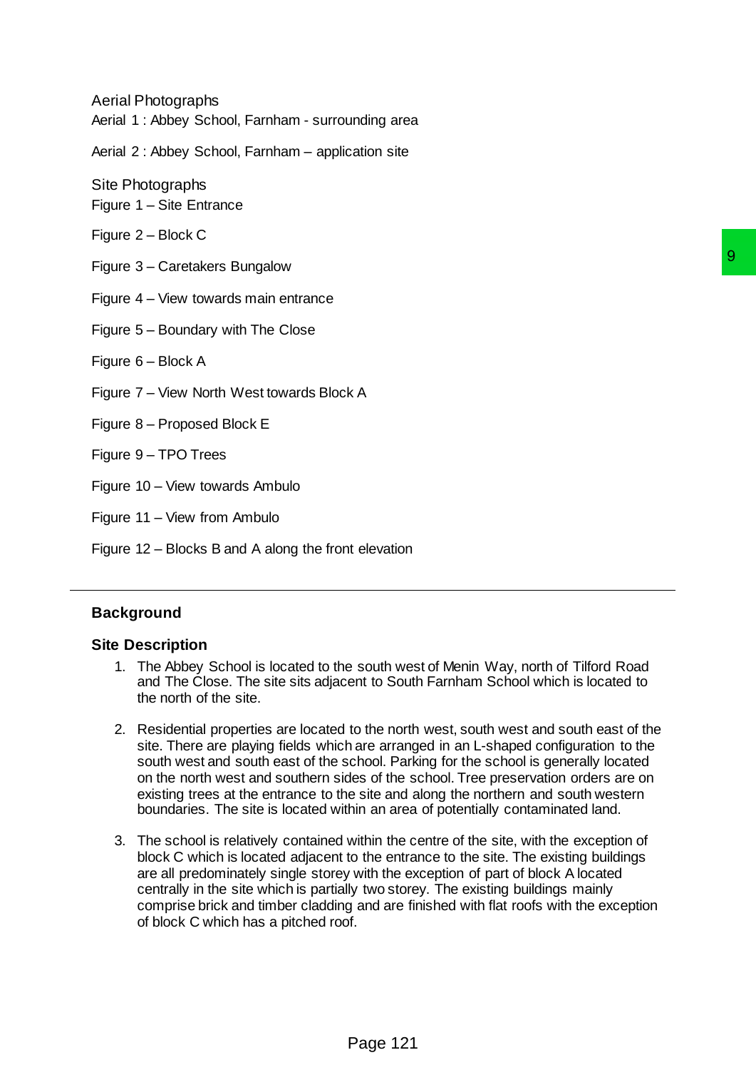Aerial Photographs

Aerial 1 : Abbey School, Farnham - surrounding area

Aerial 2 : Abbey School, Farnham – application site

Site Photographs

Figure 1 – Site Entrance

Figure 2 – Block C

Figure 3 – Caretakers Bungalow

Figure 4 – View towards main entrance

Figure 5 – Boundary with The Close

Figure 6 – Block A

Figure 7 – View North West towards Block A

Figure 8 – Proposed Block E

Figure 9 – TPO Trees

Figure 10 – View towards Ambulo

Figure 11 – View from Ambulo

Figure 12 – Blocks B and A along the front elevation

---

## Background

### Site Description

1. The Abbey School is located to the south west of Menin Way, north of Tilford Road and The Close. The site sits adjacent to South Farnham School which is located to the north of the site.

2. Residential properties are located to the north west, south west and south east of the site. There are playing fields which are arranged in an L-shaped configuration to the south west and south east of the school. Parking for the school is generally located on the north west and southern sides of the school. Tree preservation orders are on existing trees at the entrance to the site and along the northern and south western boundaries. The site is located within an area of potentially contaminated land.

3. The school is relatively contained within the centre of the site, with the exception of block C which is located adjacent to the entrance to the site. The existing buildings are all predominately single storey with the exception of part of block A located centrally in the site which is partially two storey. The existing buildings mainly comprise brick and timber cladding and are finished with flat roofs with the exception of block C which has a pitched roof.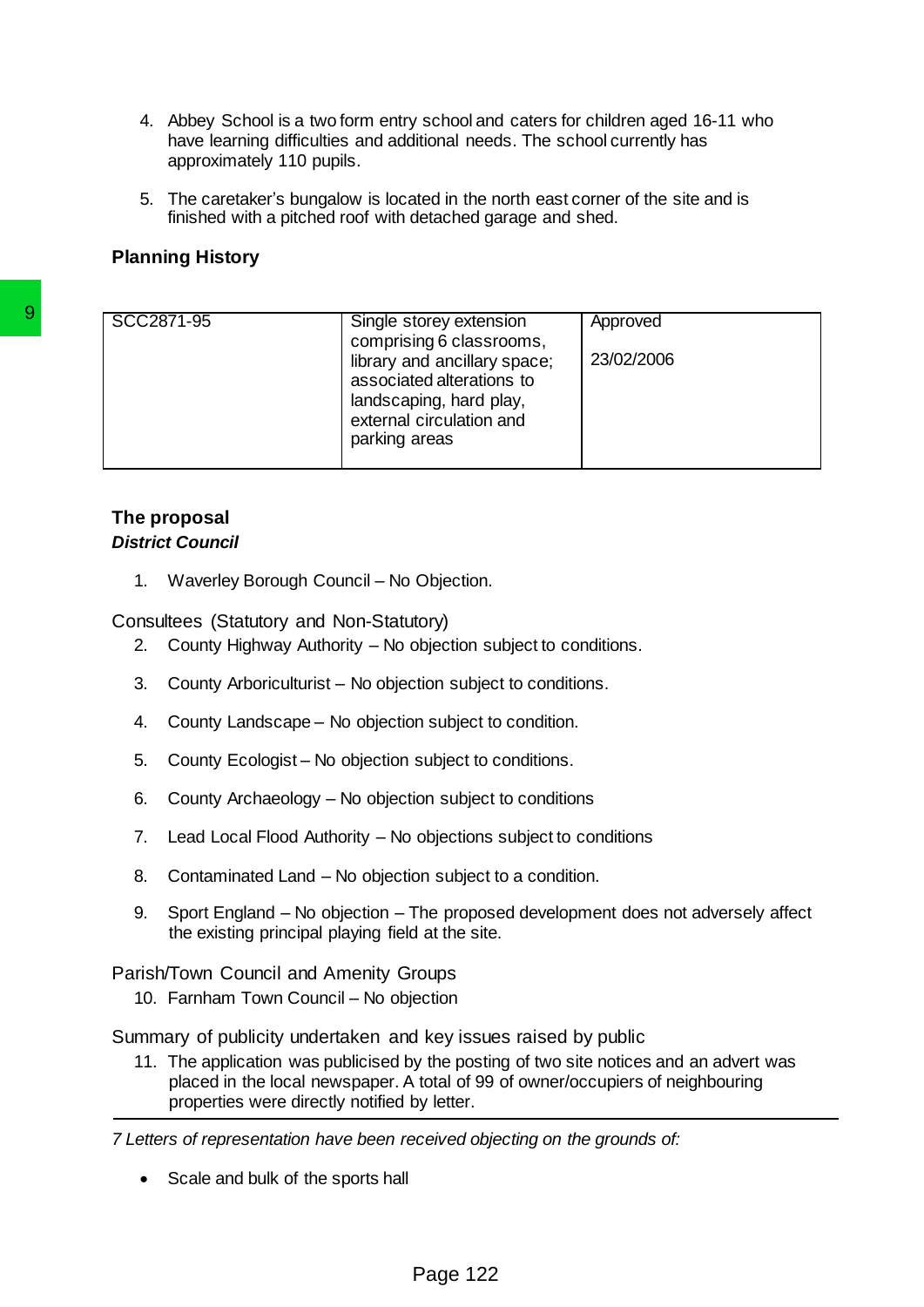4. Abbey School is a two form entry school and caters for children aged 16-11 who have learning difficulties and additional needs. The school currently has approximately 110 pupils.

5. The caretaker's bungalow is located in the north east corner of the site and is finished with a pitched roof with detached garage and shed.

## Planning History

| SCC2871-95 | Single storey extension comprising 6 classrooms, library and ancillary space; associated alterations to landscaping, hard play, external circulation and parking areas | Approved<br><br>23/02/2006 |
| --- | --- | --- |

## The proposal

***District Council***

1. Waverley Borough Council – No Objection.

Consultees (Statutory and Non-Statutory)

2. County Highway Authority – No objection subject to conditions.

3. County Arboriculturist – No objection subject to conditions.

4. County Landscape – No objection subject to condition.

5. County Ecologist – No objection subject to conditions.

6. County Archaeology – No objection subject to conditions

7. Lead Local Flood Authority – No objections subject to conditions

8. Contaminated Land – No objection subject to a condition.

9. Sport England – No objection – The proposed development does not adversely affect the existing principal playing field at the site.

Parish/Town Council and Amenity Groups

10. Farnham Town Council – No objection

Summary of publicity undertaken and key issues raised by public

11. The application was publicised by the posting of two site notices and an advert was placed in the local newspaper. A total of 99 of owner/occupiers of neighbouring properties were directly notified by letter.

*7 Letters of representation have been received objecting on the grounds of:*

- Scale and bulk of the sports hall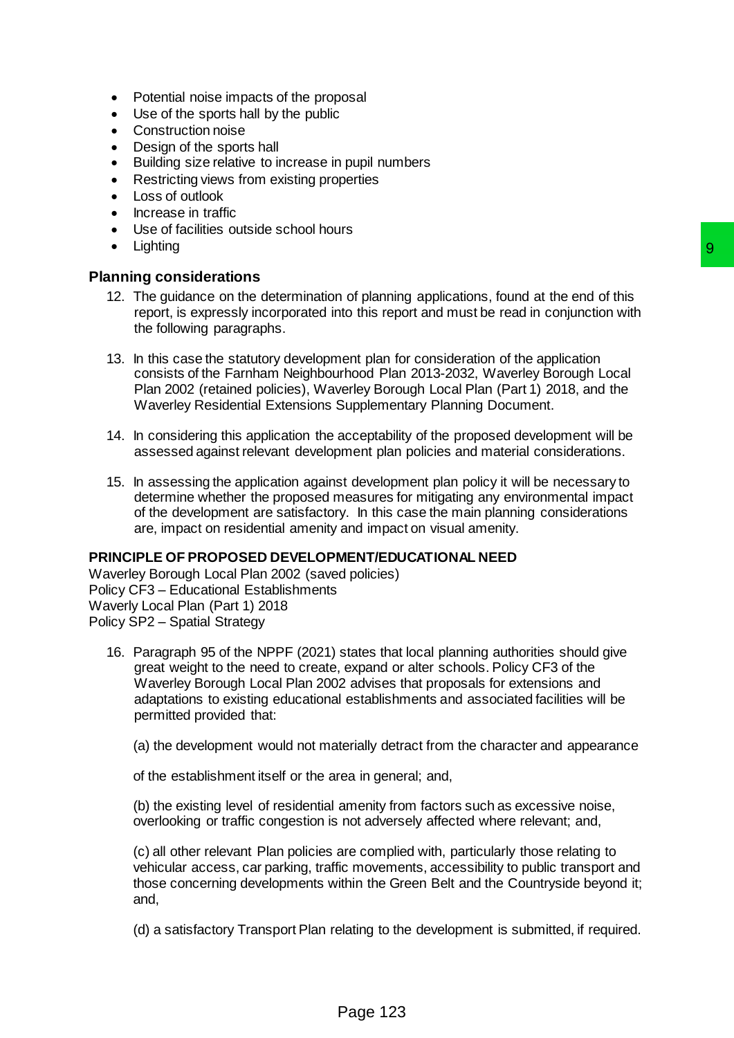- Potential noise impacts of the proposal
- Use of the sports hall by the public
- Construction noise
- Design of the sports hall
- Building size relative to increase in pupil numbers
- Restricting views from existing properties
- Loss of outlook
- Increase in traffic
- Use of facilities outside school hours
- Lighting

## Planning considerations

12. The guidance on the determination of planning applications, found at the end of this report, is expressly incorporated into this report and must be read in conjunction with the following paragraphs.

13. In this case the statutory development plan for consideration of the application consists of the Farnham Neighbourhood Plan 2013-2032, Waverley Borough Local Plan 2002 (retained policies), Waverley Borough Local Plan (Part 1) 2018, and the Waverley Residential Extensions Supplementary Planning Document.

14. In considering this application the acceptability of the proposed development will be assessed against relevant development plan policies and material considerations.

15. In assessing the application against development plan policy it will be necessary to determine whether the proposed measures for mitigating any environmental impact of the development are satisfactory. In this case the main planning considerations are, impact on residential amenity and impact on visual amenity.

### PRINCIPLE OF PROPOSED DEVELOPMENT/EDUCATIONAL NEED

Waverley Borough Local Plan 2002 (saved policies)
Policy CF3 – Educational Establishments
Waverly Local Plan (Part 1) 2018
Policy SP2 – Spatial Strategy

16. Paragraph 95 of the NPPF (2021) states that local planning authorities should give great weight to the need to create, expand or alter schools. Policy CF3 of the Waverley Borough Local Plan 2002 advises that proposals for extensions and adaptations to existing educational establishments and associated facilities will be permitted provided that:

    (a) the development would not materially detract from the character and appearance

    of the establishment itself or the area in general; and,

    (b) the existing level of residential amenity from factors such as excessive noise, overlooking or traffic congestion is not adversely affected where relevant; and,

    (c) all other relevant Plan policies are complied with, particularly those relating to vehicular access, car parking, traffic movements, accessibility to public transport and those concerning developments within the Green Belt and the Countryside beyond it; and,

    (d) a satisfactory Transport Plan relating to the development is submitted, if required.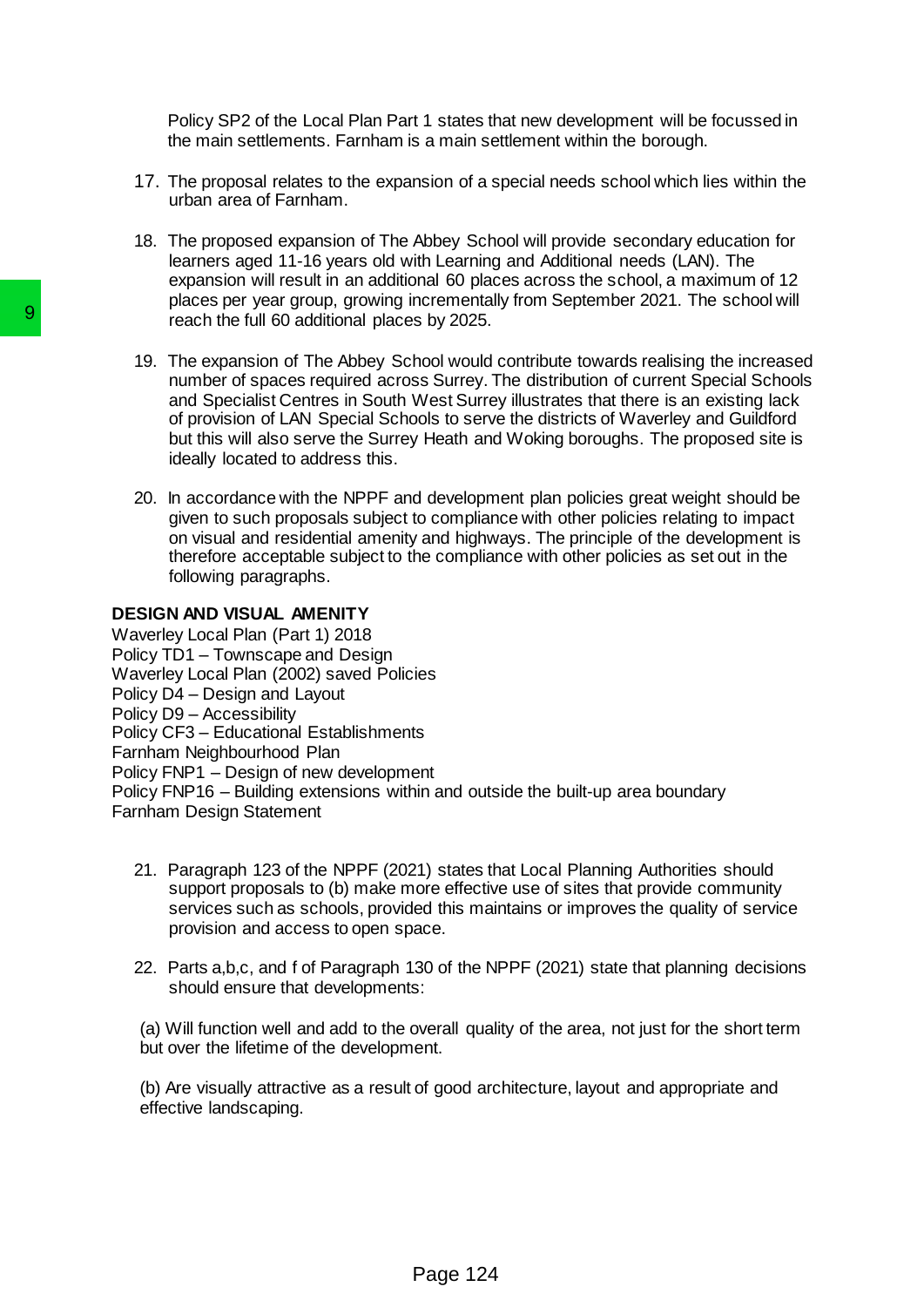Policy SP2 of the Local Plan Part 1 states that new development will be focussed in the main settlements. Farnham is a main settlement within the borough.

17. The proposal relates to the expansion of a special needs school which lies within the urban area of Farnham.

18. The proposed expansion of The Abbey School will provide secondary education for learners aged 11-16 years old with Learning and Additional needs (LAN). The expansion will result in an additional 60 places across the school, a maximum of 12 places per year group, growing incrementally from September 2021. The school will reach the full 60 additional places by 2025.

19. The expansion of The Abbey School would contribute towards realising the increased number of spaces required across Surrey. The distribution of current Special Schools and Specialist Centres in South West Surrey illustrates that there is an existing lack of provision of LAN Special Schools to serve the districts of Waverley and Guildford but this will also serve the Surrey Heath and Woking boroughs. The proposed site is ideally located to address this.

20. In accordance with the NPPF and development plan policies great weight should be given to such proposals subject to compliance with other policies relating to impact on visual and residential amenity and highways. The principle of the development is therefore acceptable subject to the compliance with other policies as set out in the following paragraphs.

**DESIGN AND VISUAL AMENITY**

Waverley Local Plan (Part 1) 2018
Policy TD1 – Townscape and Design
Waverley Local Plan (2002) saved Policies
Policy D4 – Design and Layout
Policy D9 – Accessibility
Policy CF3 – Educational Establishments
Farnham Neighbourhood Plan
Policy FNP1 – Design of new development
Policy FNP16 – Building extensions within and outside the built-up area boundary
Farnham Design Statement

21. Paragraph 123 of the NPPF (2021) states that Local Planning Authorities should support proposals to (b) make more effective use of sites that provide community services such as schools, provided this maintains or improves the quality of service provision and access to open space.

22. Parts a,b,c, and f of Paragraph 130 of the NPPF (2021) state that planning decisions should ensure that developments:

(a) Will function well and add to the overall quality of the area, not just for the short term but over the lifetime of the development.

(b) Are visually attractive as a result of good architecture, layout and appropriate and effective landscaping.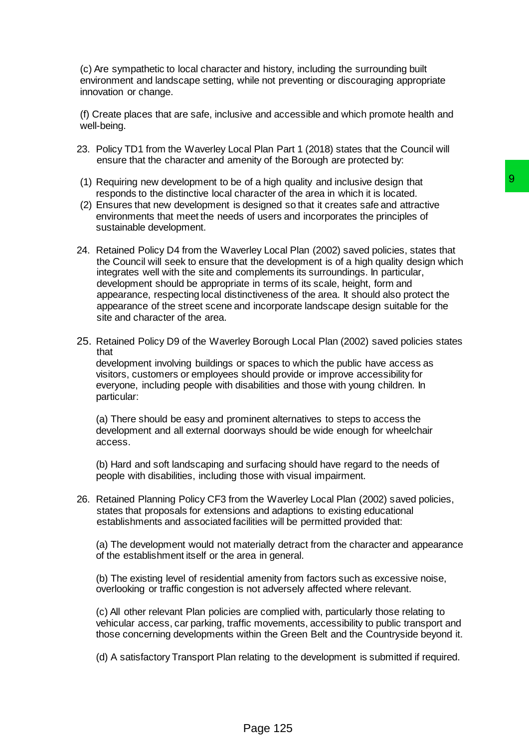(c) Are sympathetic to local character and history, including the surrounding built environment and landscape setting, while not preventing or discouraging appropriate innovation or change.

(f) Create places that are safe, inclusive and accessible and which promote health and well-being.

23. Policy TD1 from the Waverley Local Plan Part 1 (2018) states that the Council will ensure that the character and amenity of the Borough are protected by:

(1) Requiring new development to be of a high quality and inclusive design that responds to the distinctive local character of the area in which it is located.
(2) Ensures that new development is designed so that it creates safe and attractive environments that meet the needs of users and incorporates the principles of sustainable development.

24. Retained Policy D4 from the Waverley Local Plan (2002) saved policies, states that the Council will seek to ensure that the development is of a high quality design which integrates well with the site and complements its surroundings. In particular, development should be appropriate in terms of its scale, height, form and appearance, respecting local distinctiveness of the area. It should also protect the appearance of the street scene and incorporate landscape design suitable for the site and character of the area.

25. Retained Policy D9 of the Waverley Borough Local Plan (2002) saved policies states that development involving buildings or spaces to which the public have access as visitors, customers or employees should provide or improve accessibility for everyone, including people with disabilities and those with young children. In particular:

(a) There should be easy and prominent alternatives to steps to access the development and all external doorways should be wide enough for wheelchair access.

(b) Hard and soft landscaping and surfacing should have regard to the needs of people with disabilities, including those with visual impairment.

26. Retained Planning Policy CF3 from the Waverley Local Plan (2002) saved policies, states that proposals for extensions and adaptions to existing educational establishments and associated facilities will be permitted provided that:

(a) The development would not materially detract from the character and appearance of the establishment itself or the area in general.

(b) The existing level of residential amenity from factors such as excessive noise, overlooking or traffic congestion is not adversely affected where relevant.

(c) All other relevant Plan policies are complied with, particularly those relating to vehicular access, car parking, traffic movements, accessibility to public transport and those concerning developments within the Green Belt and the Countryside beyond it.

(d) A satisfactory Transport Plan relating to the development is submitted if required.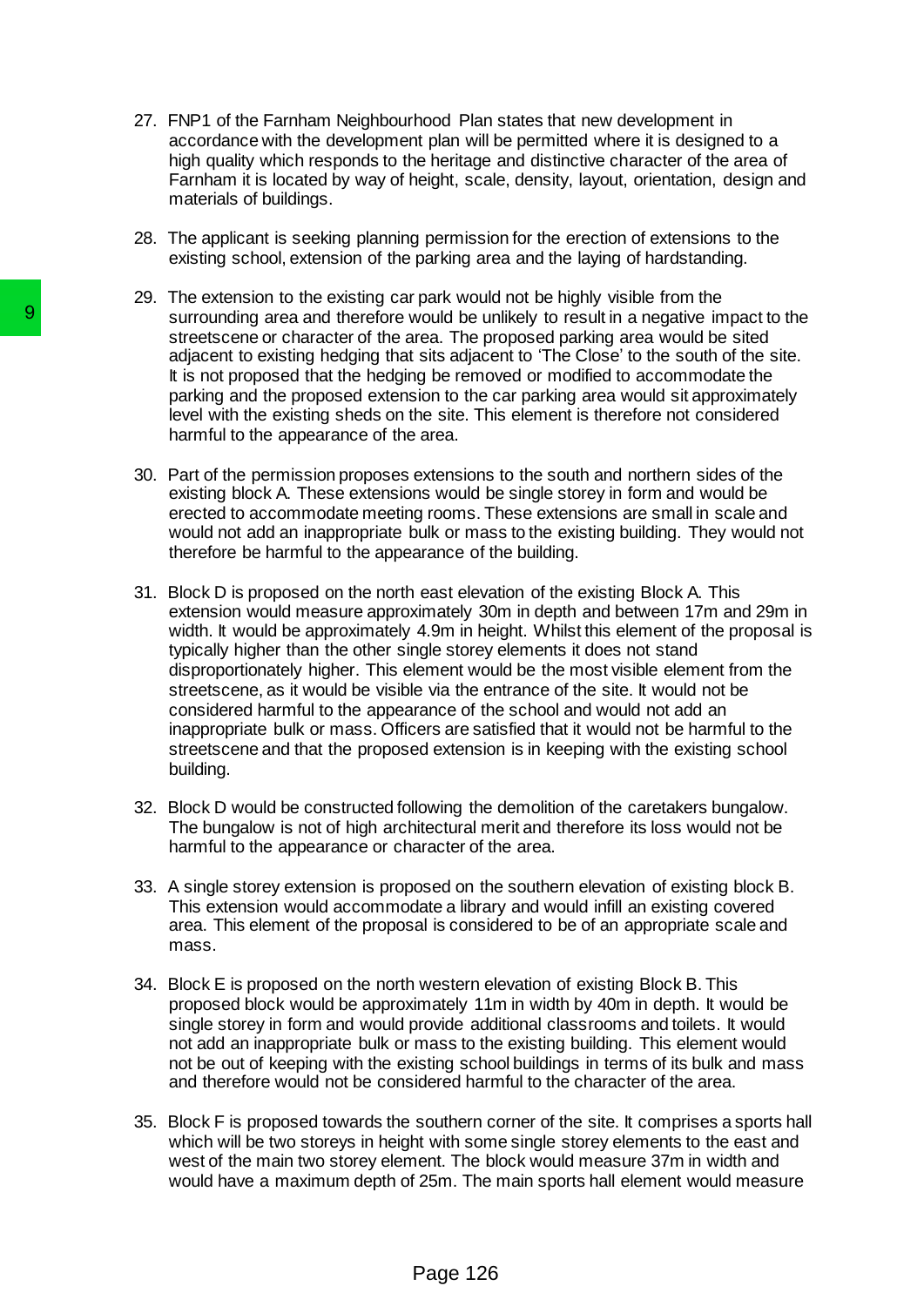27. FNP1 of the Farnham Neighbourhood Plan states that new development in accordance with the development plan will be permitted where it is designed to a high quality which responds to the heritage and distinctive character of the area of Farnham it is located by way of height, scale, density, layout, orientation, design and materials of buildings.

28. The applicant is seeking planning permission for the erection of extensions to the existing school, extension of the parking area and the laying of hardstanding.

29. The extension to the existing car park would not be highly visible from the surrounding area and therefore would be unlikely to result in a negative impact to the streetscene or character of the area. The proposed parking area would be sited adjacent to existing hedging that sits adjacent to 'The Close' to the south of the site. It is not proposed that the hedging be removed or modified to accommodate the parking and the proposed extension to the car parking area would sit approximately level with the existing sheds on the site. This element is therefore not considered harmful to the appearance of the area.

30. Part of the permission proposes extensions to the south and northern sides of the existing block A. These extensions would be single storey in form and would be erected to accommodate meeting rooms. These extensions are small in scale and would not add an inappropriate bulk or mass to the existing building. They would not therefore be harmful to the appearance of the building.

31. Block D is proposed on the north east elevation of the existing Block A. This extension would measure approximately 30m in depth and between 17m and 29m in width. It would be approximately 4.9m in height. Whilst this element of the proposal is typically higher than the other single storey elements it does not stand disproportionately higher. This element would be the most visible element from the streetscene, as it would be visible via the entrance of the site. It would not be considered harmful to the appearance of the school and would not add an inappropriate bulk or mass. Officers are satisfied that it would not be harmful to the streetscene and that the proposed extension is in keeping with the existing school building.

32. Block D would be constructed following the demolition of the caretakers bungalow. The bungalow is not of high architectural merit and therefore its loss would not be harmful to the appearance or character of the area.

33. A single storey extension is proposed on the southern elevation of existing block B. This extension would accommodate a library and would infill an existing covered area. This element of the proposal is considered to be of an appropriate scale and mass.

34. Block E is proposed on the north western elevation of existing Block B. This proposed block would be approximately 11m in width by 40m in depth. It would be single storey in form and would provide additional classrooms and toilets. It would not add an inappropriate bulk or mass to the existing building. This element would not be out of keeping with the existing school buildings in terms of its bulk and mass and therefore would not be considered harmful to the character of the area.

35. Block F is proposed towards the southern corner of the site. It comprises a sports hall which will be two storeys in height with some single storey elements to the east and west of the main two storey element. The block would measure 37m in width and would have a maximum depth of 25m. The main sports hall element would measure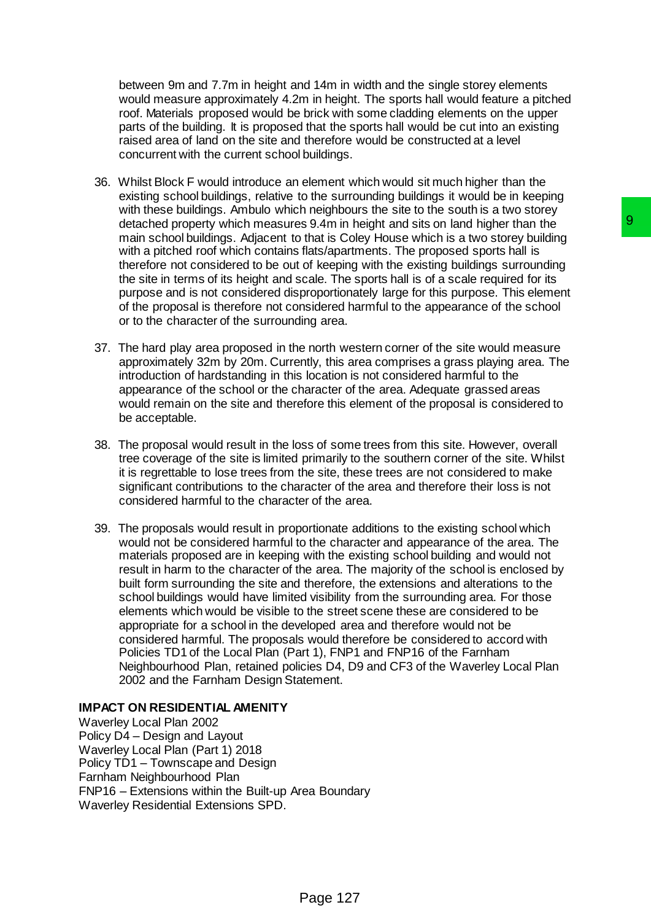between 9m and 7.7m in height and 14m in width and the single storey elements would measure approximately 4.2m in height. The sports hall would feature a pitched roof. Materials proposed would be brick with some cladding elements on the upper parts of the building. It is proposed that the sports hall would be cut into an existing raised area of land on the site and therefore would be constructed at a level concurrent with the current school buildings.

36. Whilst Block F would introduce an element which would sit much higher than the existing school buildings, relative to the surrounding buildings it would be in keeping with these buildings. Ambulo which neighbours the site to the south is a two storey detached property which measures 9.4m in height and sits on land higher than the main school buildings. Adjacent to that is Coley House which is a two storey building with a pitched roof which contains flats/apartments. The proposed sports hall is therefore not considered to be out of keeping with the existing buildings surrounding the site in terms of its height and scale. The sports hall is of a scale required for its purpose and is not considered disproportionately large for this purpose. This element of the proposal is therefore not considered harmful to the appearance of the school or to the character of the surrounding area.

37. The hard play area proposed in the north western corner of the site would measure approximately 32m by 20m. Currently, this area comprises a grass playing area. The introduction of hardstanding in this location is not considered harmful to the appearance of the school or the character of the area. Adequate grassed areas would remain on the site and therefore this element of the proposal is considered to be acceptable.

38. The proposal would result in the loss of some trees from this site. However, overall tree coverage of the site is limited primarily to the southern corner of the site. Whilst it is regrettable to lose trees from the site, these trees are not considered to make significant contributions to the character of the area and therefore their loss is not considered harmful to the character of the area.

39. The proposals would result in proportionate additions to the existing school which would not be considered harmful to the character and appearance of the area. The materials proposed are in keeping with the existing school building and would not result in harm to the character of the area. The majority of the school is enclosed by built form surrounding the site and therefore, the extensions and alterations to the school buildings would have limited visibility from the surrounding area. For those elements which would be visible to the street scene these are considered to be appropriate for a school in the developed area and therefore would not be considered harmful. The proposals would therefore be considered to accord with Policies TD1 of the Local Plan (Part 1), FNP1 and FNP16 of the Farnham Neighbourhood Plan, retained policies D4, D9 and CF3 of the Waverley Local Plan 2002 and the Farnham Design Statement.

**IMPACT ON RESIDENTIAL AMENITY**

Waverley Local Plan 2002
Policy D4 – Design and Layout
Waverley Local Plan (Part 1) 2018
Policy TD1 – Townscape and Design
Farnham Neighbourhood Plan
FNP16 – Extensions within the Built-up Area Boundary
Waverley Residential Extensions SPD.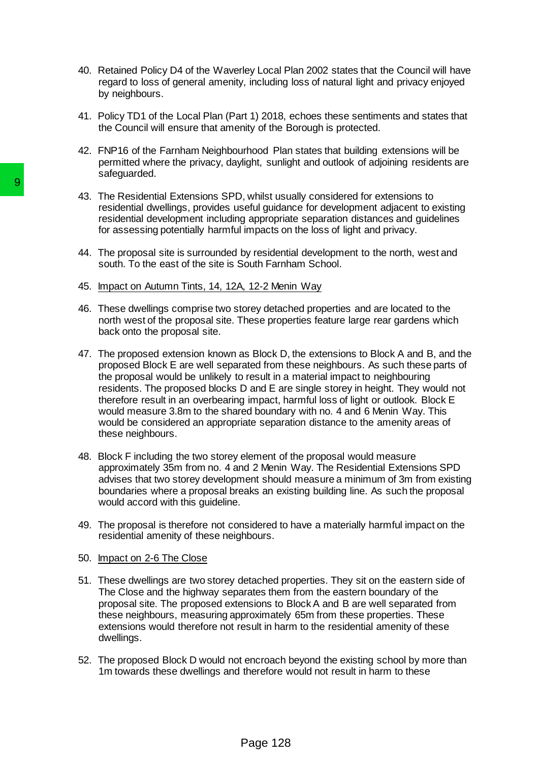40. Retained Policy D4 of the Waverley Local Plan 2002 states that the Council will have regard to loss of general amenity, including loss of natural light and privacy enjoyed by neighbours.

41. Policy TD1 of the Local Plan (Part 1) 2018, echoes these sentiments and states that the Council will ensure that amenity of the Borough is protected.

42. FNP16 of the Farnham Neighbourhood Plan states that building extensions will be permitted where the privacy, daylight, sunlight and outlook of adjoining residents are safeguarded.

43. The Residential Extensions SPD, whilst usually considered for extensions to residential dwellings, provides useful guidance for development adjacent to existing residential development including appropriate separation distances and guidelines for assessing potentially harmful impacts on the loss of light and privacy.

44. The proposal site is surrounded by residential development to the north, west and south. To the east of the site is South Farnham School.

45. Impact on Autumn Tints, 14, 12A, 12-2 Menin Way

46. These dwellings comprise two storey detached properties and are located to the north west of the proposal site. These properties feature large rear gardens which back onto the proposal site.

47. The proposed extension known as Block D, the extensions to Block A and B, and the proposed Block E are well separated from these neighbours. As such these parts of the proposal would be unlikely to result in a material impact to neighbouring residents. The proposed blocks D and E are single storey in height. They would not therefore result in an overbearing impact, harmful loss of light or outlook. Block E would measure 3.8m to the shared boundary with no. 4 and 6 Menin Way. This would be considered an appropriate separation distance to the amenity areas of these neighbours.

48. Block F including the two storey element of the proposal would measure approximately 35m from no. 4 and 2 Menin Way. The Residential Extensions SPD advises that two storey development should measure a minimum of 3m from existing boundaries where a proposal breaks an existing building line. As such the proposal would accord with this guideline.

49. The proposal is therefore not considered to have a materially harmful impact on the residential amenity of these neighbours.

50. Impact on 2-6 The Close

51. These dwellings are two storey detached properties. They sit on the eastern side of The Close and the highway separates them from the eastern boundary of the proposal site. The proposed extensions to Block A and B are well separated from these neighbours, measuring approximately 65m from these properties. These extensions would therefore not result in harm to the residential amenity of these dwellings.

52. The proposed Block D would not encroach beyond the existing school by more than 1m towards these dwellings and therefore would not result in harm to these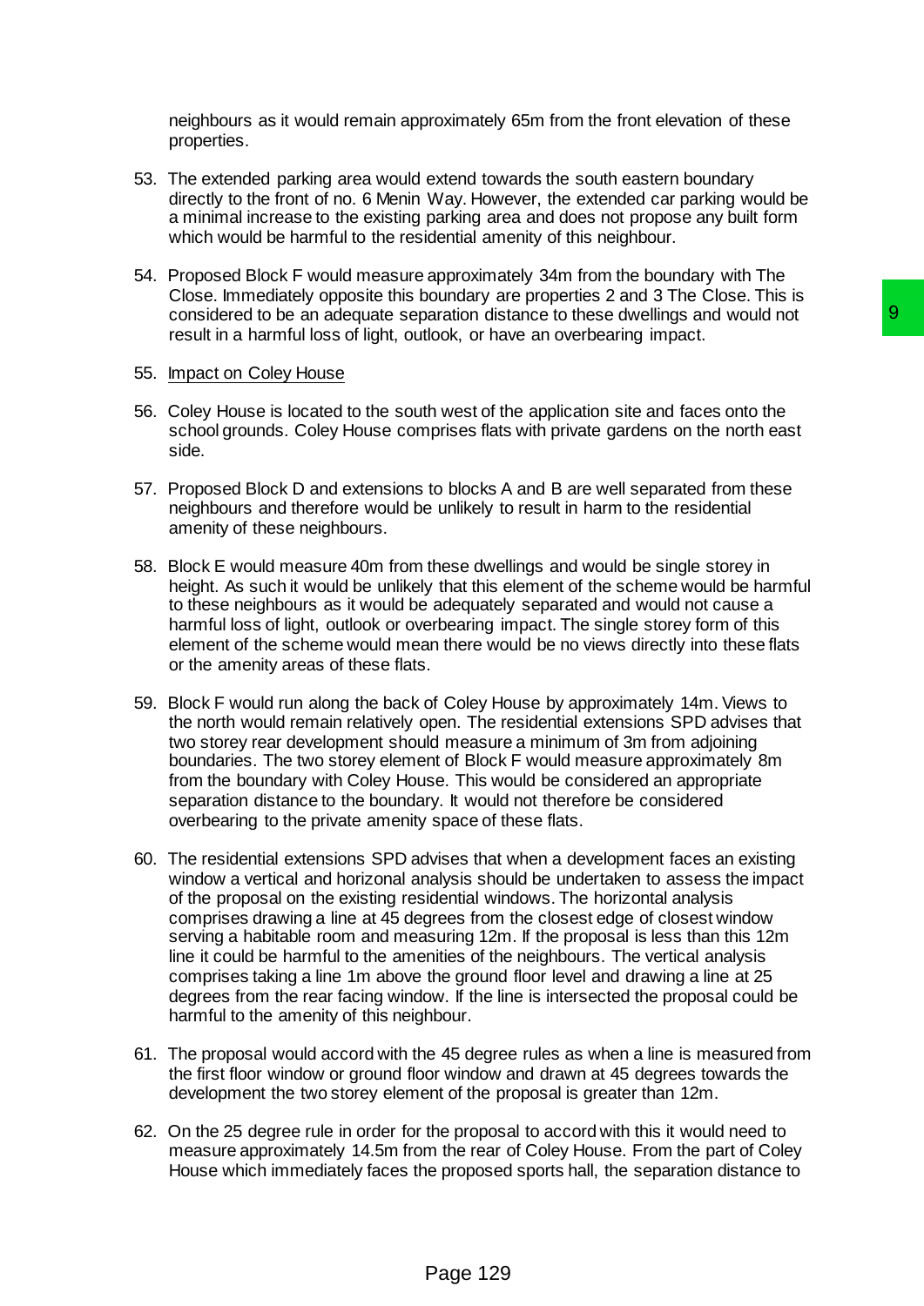neighbours as it would remain approximately 65m from the front elevation of these properties.

53. The extended parking area would extend towards the south eastern boundary directly to the front of no. 6 Menin Way. However, the extended car parking would be a minimal increase to the existing parking area and does not propose any built form which would be harmful to the residential amenity of this neighbour.

54. Proposed Block F would measure approximately 34m from the boundary with The Close. Immediately opposite this boundary are properties 2 and 3 The Close. This is considered to be an adequate separation distance to these dwellings and would not result in a harmful loss of light, outlook, or have an overbearing impact.

55. Impact on Coley House

56. Coley House is located to the south west of the application site and faces onto the school grounds. Coley House comprises flats with private gardens on the north east side.

57. Proposed Block D and extensions to blocks A and B are well separated from these neighbours and therefore would be unlikely to result in harm to the residential amenity of these neighbours.

58. Block E would measure 40m from these dwellings and would be single storey in height. As such it would be unlikely that this element of the scheme would be harmful to these neighbours as it would be adequately separated and would not cause a harmful loss of light, outlook or overbearing impact. The single storey form of this element of the scheme would mean there would be no views directly into these flats or the amenity areas of these flats.

59. Block F would run along the back of Coley House by approximately 14m. Views to the north would remain relatively open. The residential extensions SPD advises that two storey rear development should measure a minimum of 3m from adjoining boundaries. The two storey element of Block F would measure approximately 8m from the boundary with Coley House. This would be considered an appropriate separation distance to the boundary. It would not therefore be considered overbearing to the private amenity space of these flats.

60. The residential extensions SPD advises that when a development faces an existing window a vertical and horizonal analysis should be undertaken to assess the impact of the proposal on the existing residential windows. The horizontal analysis comprises drawing a line at 45 degrees from the closest edge of closest window serving a habitable room and measuring 12m. If the proposal is less than this 12m line it could be harmful to the amenities of the neighbours. The vertical analysis comprises taking a line 1m above the ground floor level and drawing a line at 25 degrees from the rear facing window. If the line is intersected the proposal could be harmful to the amenity of this neighbour.

61. The proposal would accord with the 45 degree rules as when a line is measured from the first floor window or ground floor window and drawn at 45 degrees towards the development the two storey element of the proposal is greater than 12m.

62. On the 25 degree rule in order for the proposal to accord with this it would need to measure approximately 14.5m from the rear of Coley House. From the part of Coley House which immediately faces the proposed sports hall, the separation distance to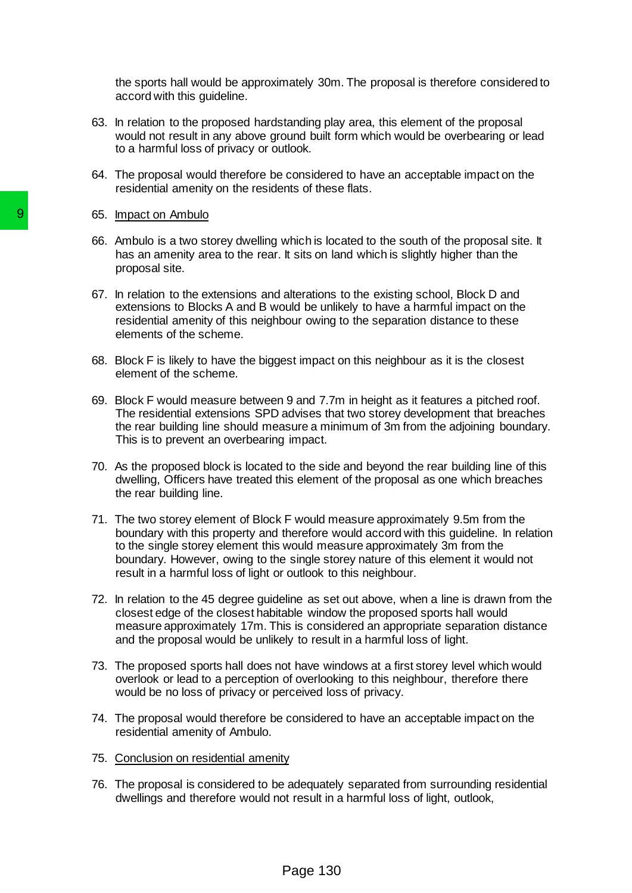the sports hall would be approximately 30m. The proposal is therefore considered to accord with this guideline.

63. In relation to the proposed hardstanding play area, this element of the proposal would not result in any above ground built form which would be overbearing or lead to a harmful loss of privacy or outlook.

64. The proposal would therefore be considered to have an acceptable impact on the residential amenity on the residents of these flats.

65. Impact on Ambulo

66. Ambulo is a two storey dwelling which is located to the south of the proposal site. It has an amenity area to the rear. It sits on land which is slightly higher than the proposal site.

67. In relation to the extensions and alterations to the existing school, Block D and extensions to Blocks A and B would be unlikely to have a harmful impact on the residential amenity of this neighbour owing to the separation distance to these elements of the scheme.

68. Block F is likely to have the biggest impact on this neighbour as it is the closest element of the scheme.

69. Block F would measure between 9 and 7.7m in height as it features a pitched roof. The residential extensions SPD advises that two storey development that breaches the rear building line should measure a minimum of 3m from the adjoining boundary. This is to prevent an overbearing impact.

70. As the proposed block is located to the side and beyond the rear building line of this dwelling, Officers have treated this element of the proposal as one which breaches the rear building line.

71. The two storey element of Block F would measure approximately 9.5m from the boundary with this property and therefore would accord with this guideline. In relation to the single storey element this would measure approximately 3m from the boundary. However, owing to the single storey nature of this element it would not result in a harmful loss of light or outlook to this neighbour.

72. In relation to the 45 degree guideline as set out above, when a line is drawn from the closest edge of the closest habitable window the proposed sports hall would measure approximately 17m. This is considered an appropriate separation distance and the proposal would be unlikely to result in a harmful loss of light.

73. The proposed sports hall does not have windows at a first storey level which would overlook or lead to a perception of overlooking to this neighbour, therefore there would be no loss of privacy or perceived loss of privacy.

74. The proposal would therefore be considered to have an acceptable impact on the residential amenity of Ambulo.

75. Conclusion on residential amenity

76. The proposal is considered to be adequately separated from surrounding residential dwellings and therefore would not result in a harmful loss of light, outlook,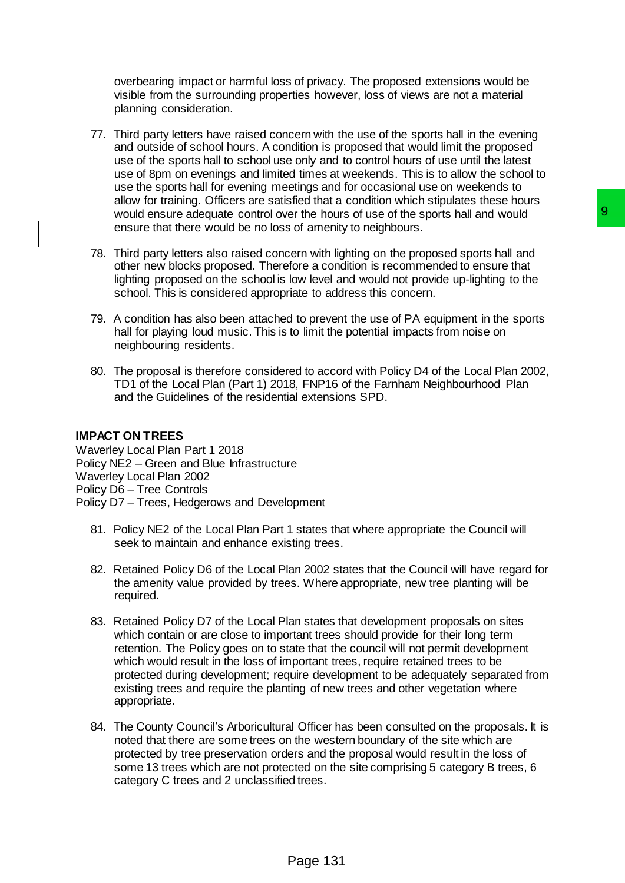overbearing impact or harmful loss of privacy. The proposed extensions would be visible from the surrounding properties however, loss of views are not a material planning consideration.

77. Third party letters have raised concern with the use of the sports hall in the evening and outside of school hours. A condition is proposed that would limit the proposed use of the sports hall to school use only and to control hours of use until the latest use of 8pm on evenings and limited times at weekends. This is to allow the school to use the sports hall for evening meetings and for occasional use on weekends to allow for training. Officers are satisfied that a condition which stipulates these hours would ensure adequate control over the hours of use of the sports hall and would ensure that there would be no loss of amenity to neighbours.

78. Third party letters also raised concern with lighting on the proposed sports hall and other new blocks proposed. Therefore a condition is recommended to ensure that lighting proposed on the school is low level and would not provide up-lighting to the school. This is considered appropriate to address this concern.

79. A condition has also been attached to prevent the use of PA equipment in the sports hall for playing loud music. This is to limit the potential impacts from noise on neighbouring residents.

80. The proposal is therefore considered to accord with Policy D4 of the Local Plan 2002, TD1 of the Local Plan (Part 1) 2018, FNP16 of the Farnham Neighbourhood Plan and the Guidelines of the residential extensions SPD.

**IMPACT ON TREES**

Waverley Local Plan Part 1 2018
Policy NE2 – Green and Blue Infrastructure
Waverley Local Plan 2002
Policy D6 – Tree Controls
Policy D7 – Trees, Hedgerows and Development

81. Policy NE2 of the Local Plan Part 1 states that where appropriate the Council will seek to maintain and enhance existing trees.

82. Retained Policy D6 of the Local Plan 2002 states that the Council will have regard for the amenity value provided by trees. Where appropriate, new tree planting will be required.

83. Retained Policy D7 of the Local Plan states that development proposals on sites which contain or are close to important trees should provide for their long term retention. The Policy goes on to state that the council will not permit development which would result in the loss of important trees, require retained trees to be protected during development; require development to be adequately separated from existing trees and require the planting of new trees and other vegetation where appropriate.

84. The County Council's Arboricultural Officer has been consulted on the proposals. It is noted that there are some trees on the western boundary of the site which are protected by tree preservation orders and the proposal would result in the loss of some 13 trees which are not protected on the site comprising 5 category B trees, 6 category C trees and 2 unclassified trees.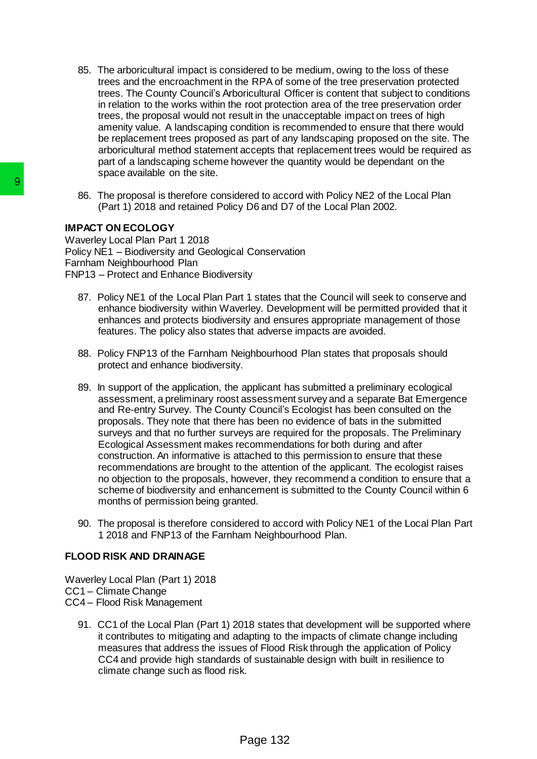85. The arboricultural impact is considered to be medium, owing to the loss of these trees and the encroachment in the RPA of some of the tree preservation protected trees. The County Council's Arboricultural Officer is content that subject to conditions in relation to the works within the root protection area of the tree preservation order trees, the proposal would not result in the unacceptable impact on trees of high amenity value. A landscaping condition is recommended to ensure that there would be replacement trees proposed as part of any landscaping proposed on the site. The arboricultural method statement accepts that replacement trees would be required as part of a landscaping scheme however the quantity would be dependant on the space available on the site.

86. The proposal is therefore considered to accord with Policy NE2 of the Local Plan (Part 1) 2018 and retained Policy D6 and D7 of the Local Plan 2002.

**IMPACT ON ECOLOGY**

Waverley Local Plan Part 1 2018
Policy NE1 – Biodiversity and Geological Conservation
Farnham Neighbourhood Plan
FNP13 – Protect and Enhance Biodiversity

87. Policy NE1 of the Local Plan Part 1 states that the Council will seek to conserve and enhance biodiversity within Waverley. Development will be permitted provided that it enhances and protects biodiversity and ensures appropriate management of those features. The policy also states that adverse impacts are avoided.

88. Policy FNP13 of the Farnham Neighbourhood Plan states that proposals should protect and enhance biodiversity.

89. In support of the application, the applicant has submitted a preliminary ecological assessment, a preliminary roost assessment survey and a separate Bat Emergence and Re-entry Survey. The County Council's Ecologist has been consulted on the proposals. They note that there has been no evidence of bats in the submitted surveys and that no further surveys are required for the proposals. The Preliminary Ecological Assessment makes recommendations for both during and after construction. An informative is attached to this permission to ensure that these recommendations are brought to the attention of the applicant. The ecologist raises no objection to the proposals, however, they recommend a condition to ensure that a scheme of biodiversity and enhancement is submitted to the County Council within 6 months of permission being granted.

90. The proposal is therefore considered to accord with Policy NE1 of the Local Plan Part 1 2018 and FNP13 of the Farnham Neighbourhood Plan.

**FLOOD RISK AND DRAINAGE**

Waverley Local Plan (Part 1) 2018
CC1 – Climate Change
CC4 – Flood Risk Management

91. CC1 of the Local Plan (Part 1) 2018 states that development will be supported where it contributes to mitigating and adapting to the impacts of climate change including measures that address the issues of Flood Risk through the application of Policy CC4 and provide high standards of sustainable design with built in resilience to climate change such as flood risk.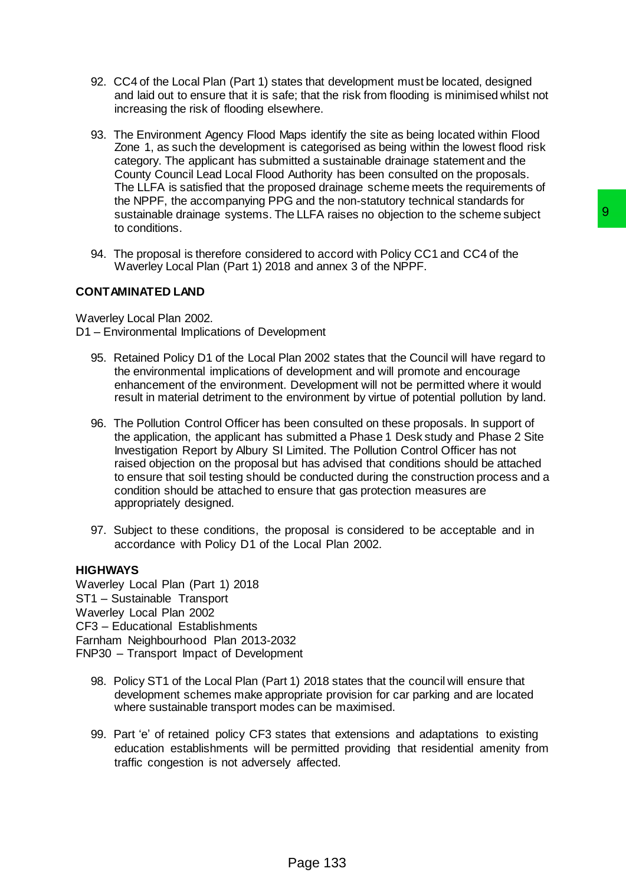92. CC4 of the Local Plan (Part 1) states that development must be located, designed and laid out to ensure that it is safe; that the risk from flooding is minimised whilst not increasing the risk of flooding elsewhere.

93. The Environment Agency Flood Maps identify the site as being located within Flood Zone 1, as such the development is categorised as being within the lowest flood risk category. The applicant has submitted a sustainable drainage statement and the County Council Lead Local Flood Authority has been consulted on the proposals. The LLFA is satisfied that the proposed drainage scheme meets the requirements of the NPPF, the accompanying PPG and the non-statutory technical standards for sustainable drainage systems. The LLFA raises no objection to the scheme subject to conditions.

94. The proposal is therefore considered to accord with Policy CC1 and CC4 of the Waverley Local Plan (Part 1) 2018 and annex 3 of the NPPF.

**CONTAMINATED LAND**

Waverley Local Plan 2002.
D1 – Environmental Implications of Development

95. Retained Policy D1 of the Local Plan 2002 states that the Council will have regard to the environmental implications of development and will promote and encourage enhancement of the environment. Development will not be permitted where it would result in material detriment to the environment by virtue of potential pollution by land.

96. The Pollution Control Officer has been consulted on these proposals. In support of the application, the applicant has submitted a Phase 1 Desk study and Phase 2 Site Investigation Report by Albury SI Limited. The Pollution Control Officer has not raised objection on the proposal but has advised that conditions should be attached to ensure that soil testing should be conducted during the construction process and a condition should be attached to ensure that gas protection measures are appropriately designed.

97. Subject to these conditions, the proposal is considered to be acceptable and in accordance with Policy D1 of the Local Plan 2002.

**HIGHWAYS**

Waverley Local Plan (Part 1) 2018
ST1 – Sustainable Transport
Waverley Local Plan 2002
CF3 – Educational Establishments
Farnham Neighbourhood Plan 2013-2032
FNP30 – Transport Impact of Development

98. Policy ST1 of the Local Plan (Part 1) 2018 states that the council will ensure that development schemes make appropriate provision for car parking and are located where sustainable transport modes can be maximised.

99. Part 'e' of retained policy CF3 states that extensions and adaptations to existing education establishments will be permitted providing that residential amenity from traffic congestion is not adversely affected.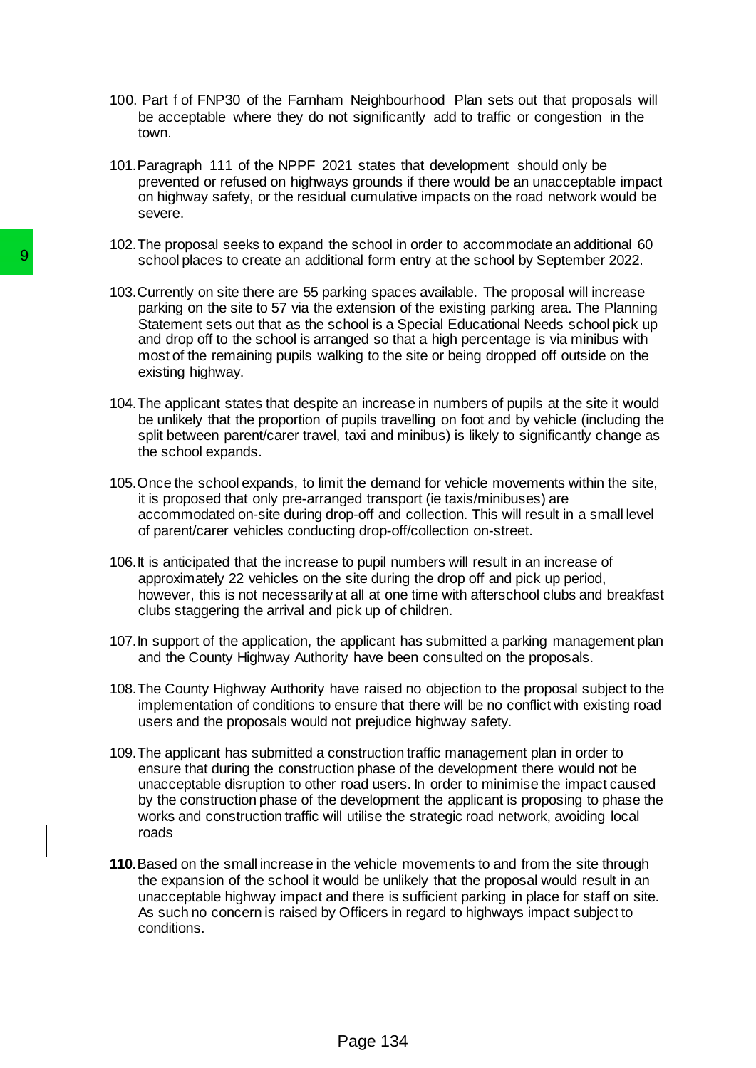100. Part f of FNP30 of the Farnham Neighbourhood Plan sets out that proposals will be acceptable where they do not significantly add to traffic or congestion in the town.

101. Paragraph 111 of the NPPF 2021 states that development should only be prevented or refused on highways grounds if there would be an unacceptable impact on highway safety, or the residual cumulative impacts on the road network would be severe.

102. The proposal seeks to expand the school in order to accommodate an additional 60 school places to create an additional form entry at the school by September 2022.

103. Currently on site there are 55 parking spaces available. The proposal will increase parking on the site to 57 via the extension of the existing parking area. The Planning Statement sets out that as the school is a Special Educational Needs school pick up and drop off to the school is arranged so that a high percentage is via minibus with most of the remaining pupils walking to the site or being dropped off outside on the existing highway.

104. The applicant states that despite an increase in numbers of pupils at the site it would be unlikely that the proportion of pupils travelling on foot and by vehicle (including the split between parent/carer travel, taxi and minibus) is likely to significantly change as the school expands.

105. Once the school expands, to limit the demand for vehicle movements within the site, it is proposed that only pre-arranged transport (ie taxis/minibuses) are accommodated on-site during drop-off and collection. This will result in a small level of parent/carer vehicles conducting drop-off/collection on-street.

106. It is anticipated that the increase to pupil numbers will result in an increase of approximately 22 vehicles on the site during the drop off and pick up period, however, this is not necessarily at all at one time with afterschool clubs and breakfast clubs staggering the arrival and pick up of children.

107. In support of the application, the applicant has submitted a parking management plan and the County Highway Authority have been consulted on the proposals.

108. The County Highway Authority have raised no objection to the proposal subject to the implementation of conditions to ensure that there will be no conflict with existing road users and the proposals would not prejudice highway safety.

109. The applicant has submitted a construction traffic management plan in order to ensure that during the construction phase of the development there would not be unacceptable disruption to other road users. In order to minimise the impact caused by the construction phase of the development the applicant is proposing to phase the works and construction traffic will utilise the strategic road network, avoiding local roads

**110.** Based on the small increase in the vehicle movements to and from the site through the expansion of the school it would be unlikely that the proposal would result in an unacceptable highway impact and there is sufficient parking in place for staff on site. As such no concern is raised by Officers in regard to highways impact subject to conditions.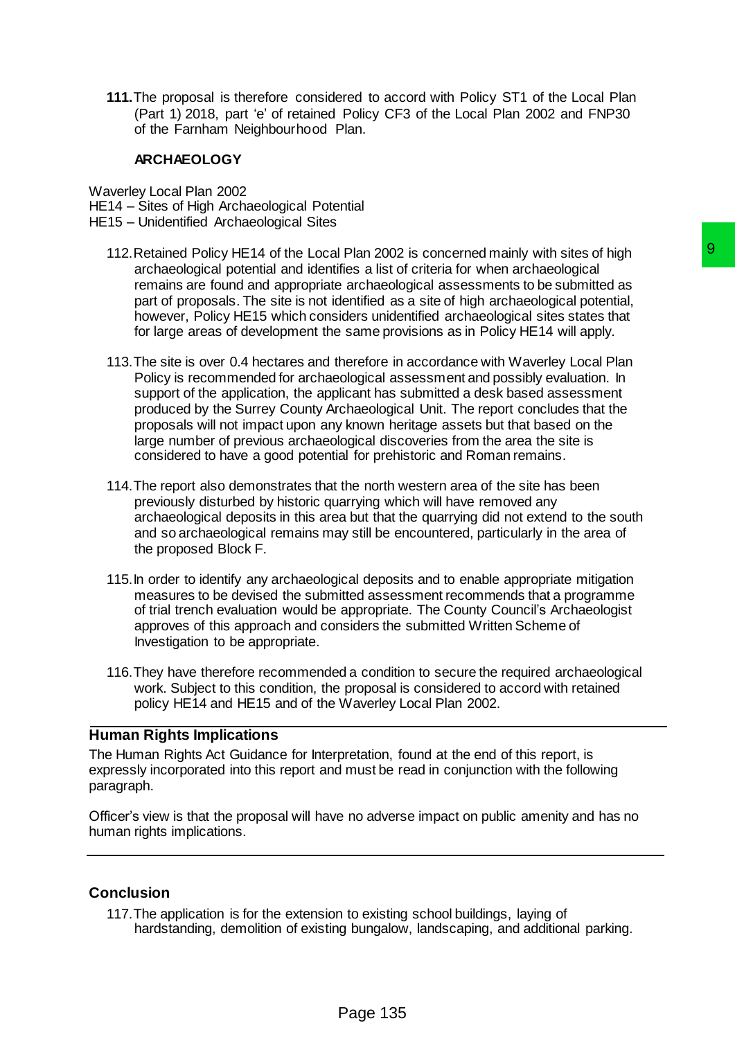**111.** The proposal is therefore considered to accord with Policy ST1 of the Local Plan (Part 1) 2018, part 'e' of retained Policy CF3 of the Local Plan 2002 and FNP30 of the Farnham Neighbourhood Plan.

**ARCHAEOLOGY**

Waverley Local Plan 2002
HE14 – Sites of High Archaeological Potential
HE15 – Unidentified Archaeological Sites

112. Retained Policy HE14 of the Local Plan 2002 is concerned mainly with sites of high archaeological potential and identifies a list of criteria for when archaeological remains are found and appropriate archaeological assessments to be submitted as part of proposals. The site is not identified as a site of high archaeological potential, however, Policy HE15 which considers unidentified archaeological sites states that for large areas of development the same provisions as in Policy HE14 will apply.

113. The site is over 0.4 hectares and therefore in accordance with Waverley Local Plan Policy is recommended for archaeological assessment and possibly evaluation. In support of the application, the applicant has submitted a desk based assessment produced by the Surrey County Archaeological Unit. The report concludes that the proposals will not impact upon any known heritage assets but that based on the large number of previous archaeological discoveries from the area the site is considered to have a good potential for prehistoric and Roman remains.

114. The report also demonstrates that the north western area of the site has been previously disturbed by historic quarrying which will have removed any archaeological deposits in this area but that the quarrying did not extend to the south and so archaeological remains may still be encountered, particularly in the area of the proposed Block F.

115. In order to identify any archaeological deposits and to enable appropriate mitigation measures to be devised the submitted assessment recommends that a programme of trial trench evaluation would be appropriate. The County Council's Archaeologist approves of this approach and considers the submitted Written Scheme of Investigation to be appropriate.

116. They have therefore recommended a condition to secure the required archaeological work. Subject to this condition, the proposal is considered to accord with retained policy HE14 and HE15 and of the Waverley Local Plan 2002.

## Human Rights Implications

The Human Rights Act Guidance for Interpretation, found at the end of this report, is expressly incorporated into this report and must be read in conjunction with the following paragraph.

Officer's view is that the proposal will have no adverse impact on public amenity and has no human rights implications.

## Conclusion

117. The application is for the extension to existing school buildings, laying of hardstanding, demolition of existing bungalow, landscaping, and additional parking.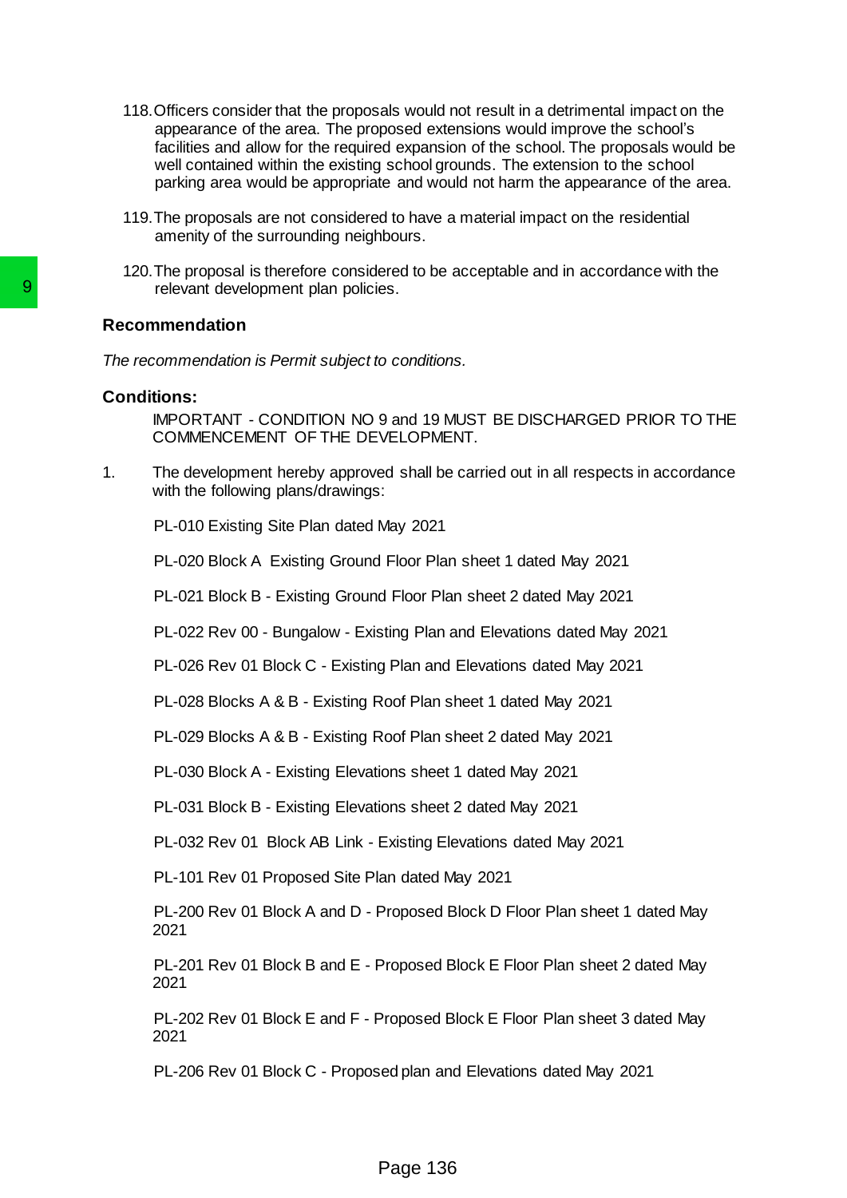118. Officers consider that the proposals would not result in a detrimental impact on the appearance of the area. The proposed extensions would improve the school's facilities and allow for the required expansion of the school. The proposals would be well contained within the existing school grounds. The extension to the school parking area would be appropriate and would not harm the appearance of the area.

119. The proposals are not considered to have a material impact on the residential amenity of the surrounding neighbours.

120. The proposal is therefore considered to be acceptable and in accordance with the relevant development plan policies.

## Recommendation

*The recommendation is Permit subject to conditions.*

## Conditions:

IMPORTANT - CONDITION NO 9 and 19 MUST BE DISCHARGED PRIOR TO THE COMMENCEMENT OF THE DEVELOPMENT.

1. The development hereby approved shall be carried out in all respects in accordance with the following plans/drawings:

   PL-010 Existing Site Plan dated May 2021

   PL-020 Block A Existing Ground Floor Plan sheet 1 dated May 2021

   PL-021 Block B - Existing Ground Floor Plan sheet 2 dated May 2021

   PL-022 Rev 00 - Bungalow - Existing Plan and Elevations dated May 2021

   PL-026 Rev 01 Block C - Existing Plan and Elevations dated May 2021

   PL-028 Blocks A & B - Existing Roof Plan sheet 1 dated May 2021

   PL-029 Blocks A & B - Existing Roof Plan sheet 2 dated May 2021

   PL-030 Block A - Existing Elevations sheet 1 dated May 2021

   PL-031 Block B - Existing Elevations sheet 2 dated May 2021

   PL-032 Rev 01 Block AB Link - Existing Elevations dated May 2021

   PL-101 Rev 01 Proposed Site Plan dated May 2021

   PL-200 Rev 01 Block A and D - Proposed Block D Floor Plan sheet 1 dated May 2021

   PL-201 Rev 01 Block B and E - Proposed Block E Floor Plan sheet 2 dated May 2021

   PL-202 Rev 01 Block E and F - Proposed Block E Floor Plan sheet 3 dated May 2021

   PL-206 Rev 01 Block C - Proposed plan and Elevations dated May 2021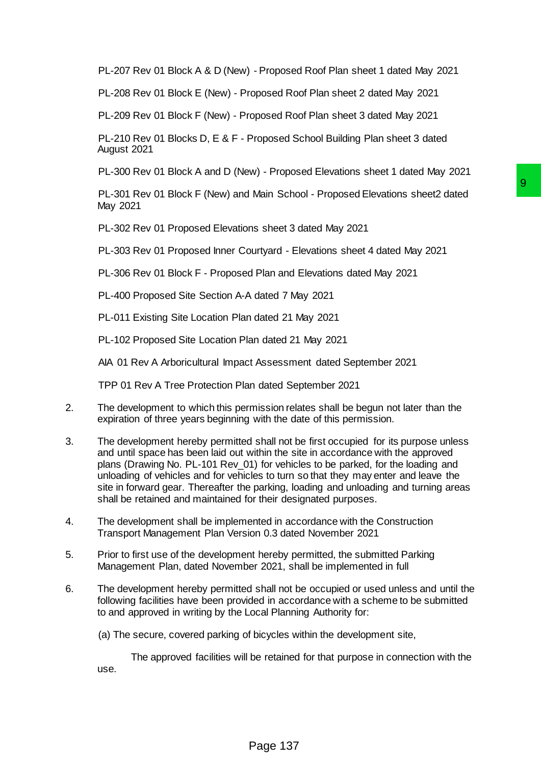PL-207 Rev 01 Block A & D (New) - Proposed Roof Plan sheet 1 dated May 2021

PL-208 Rev 01 Block E (New) - Proposed Roof Plan sheet 2 dated May 2021

PL-209 Rev 01 Block F (New) - Proposed Roof Plan sheet 3 dated May 2021

PL-210 Rev 01 Blocks D, E & F - Proposed School Building Plan sheet 3 dated August 2021

PL-300 Rev 01 Block A and D (New) - Proposed Elevations sheet 1 dated May 2021

PL-301 Rev 01 Block F (New) and Main School - Proposed Elevations sheet2 dated May 2021

PL-302 Rev 01 Proposed Elevations sheet 3 dated May 2021

PL-303 Rev 01 Proposed Inner Courtyard - Elevations sheet 4 dated May 2021

PL-306 Rev 01 Block F - Proposed Plan and Elevations dated May 2021

PL-400 Proposed Site Section A-A dated 7 May 2021

PL-011 Existing Site Location Plan dated 21 May 2021

PL-102 Proposed Site Location Plan dated 21 May 2021

AIA 01 Rev A Arboricultural Impact Assessment dated September 2021

TPP 01 Rev A Tree Protection Plan dated September 2021

2. The development to which this permission relates shall be begun not later than the expiration of three years beginning with the date of this permission.

3. The development hereby permitted shall not be first occupied for its purpose unless and until space has been laid out within the site in accordance with the approved plans (Drawing No. PL-101 Rev_01) for vehicles to be parked, for the loading and unloading of vehicles and for vehicles to turn so that they may enter and leave the site in forward gear. Thereafter the parking, loading and unloading and turning areas shall be retained and maintained for their designated purposes.

4. The development shall be implemented in accordance with the Construction Transport Management Plan Version 0.3 dated November 2021

5. Prior to first use of the development hereby permitted, the submitted Parking Management Plan, dated November 2021, shall be implemented in full

6. The development hereby permitted shall not be occupied or used unless and until the following facilities have been provided in accordance with a scheme to be submitted to and approved in writing by the Local Planning Authority for:

   (a) The secure, covered parking of bicycles within the development site,

   The approved facilities will be retained for that purpose in connection with the use.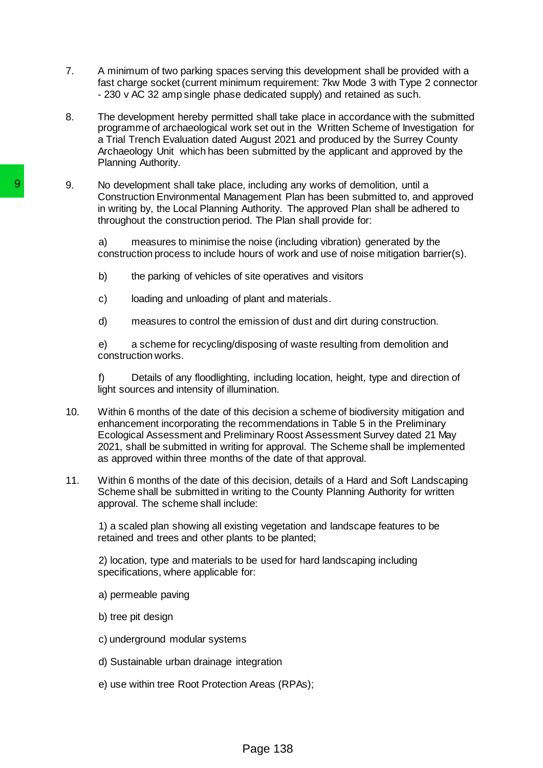7. A minimum of two parking spaces serving this development shall be provided with a fast charge socket (current minimum requirement: 7kw Mode 3 with Type 2 connector - 230 v AC 32 amp single phase dedicated supply) and retained as such.

8. The development hereby permitted shall take place in accordance with the submitted programme of archaeological work set out in the Written Scheme of Investigation for a Trial Trench Evaluation dated August 2021 and produced by the Surrey County Archaeology Unit which has been submitted by the applicant and approved by the Planning Authority.

9. No development shall take place, including any works of demolition, until a Construction Environmental Management Plan has been submitted to, and approved in writing by, the Local Planning Authority. The approved Plan shall be adhered to throughout the construction period. The Plan shall provide for:

   a) measures to minimise the noise (including vibration) generated by the construction process to include hours of work and use of noise mitigation barrier(s).

   b) the parking of vehicles of site operatives and visitors

   c) loading and unloading of plant and materials.

   d) measures to control the emission of dust and dirt during construction.

   e) a scheme for recycling/disposing of waste resulting from demolition and construction works.

   f) Details of any floodlighting, including location, height, type and direction of light sources and intensity of illumination.

10. Within 6 months of the date of this decision a scheme of biodiversity mitigation and enhancement incorporating the recommendations in Table 5 in the Preliminary Ecological Assessment and Preliminary Roost Assessment Survey dated 21 May 2021, shall be submitted in writing for approval. The Scheme shall be implemented as approved within three months of the date of that approval.

11. Within 6 months of the date of this decision, details of a Hard and Soft Landscaping Scheme shall be submitted in writing to the County Planning Authority for written approval. The scheme shall include:

   1) a scaled plan showing all existing vegetation and landscape features to be retained and trees and other plants to be planted;

   2) location, type and materials to be used for hard landscaping including specifications, where applicable for:

   a) permeable paving

   b) tree pit design

   c) underground modular systems

   d) Sustainable urban drainage integration

   e) use within tree Root Protection Areas (RPAs);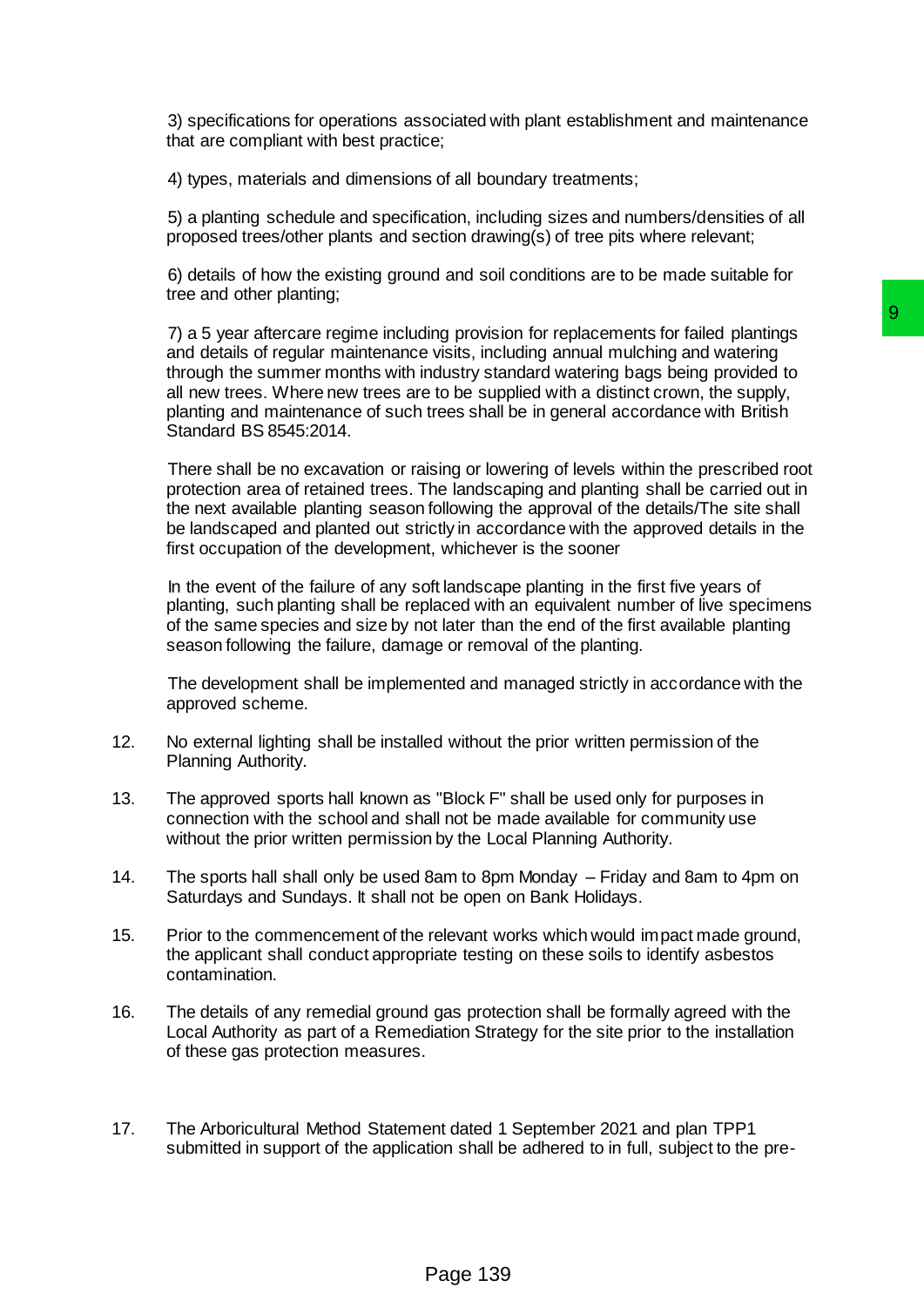3) specifications for operations associated with plant establishment and maintenance that are compliant with best practice;

4) types, materials and dimensions of all boundary treatments;

5) a planting schedule and specification, including sizes and numbers/densities of all proposed trees/other plants and section drawing(s) of tree pits where relevant;

6) details of how the existing ground and soil conditions are to be made suitable for tree and other planting;

7) a 5 year aftercare regime including provision for replacements for failed plantings and details of regular maintenance visits, including annual mulching and watering through the summer months with industry standard watering bags being provided to all new trees. Where new trees are to be supplied with a distinct crown, the supply, planting and maintenance of such trees shall be in general accordance with British Standard BS 8545:2014.

There shall be no excavation or raising or lowering of levels within the prescribed root protection area of retained trees. The landscaping and planting shall be carried out in the next available planting season following the approval of the details/The site shall be landscaped and planted out strictly in accordance with the approved details in the first occupation of the development, whichever is the sooner

In the event of the failure of any soft landscape planting in the first five years of planting, such planting shall be replaced with an equivalent number of live specimens of the same species and size by not later than the end of the first available planting season following the failure, damage or removal of the planting.

The development shall be implemented and managed strictly in accordance with the approved scheme.

12. No external lighting shall be installed without the prior written permission of the Planning Authority.

13. The approved sports hall known as "Block F" shall be used only for purposes in connection with the school and shall not be made available for community use without the prior written permission by the Local Planning Authority.

14. The sports hall shall only be used 8am to 8pm Monday – Friday and 8am to 4pm on Saturdays and Sundays. It shall not be open on Bank Holidays.

15. Prior to the commencement of the relevant works which would impact made ground, the applicant shall conduct appropriate testing on these soils to identify asbestos contamination.

16. The details of any remedial ground gas protection shall be formally agreed with the Local Authority as part of a Remediation Strategy for the site prior to the installation of these gas protection measures.

17. The Arboricultural Method Statement dated 1 September 2021 and plan TPP1 submitted in support of the application shall be adhered to in full, subject to the pre-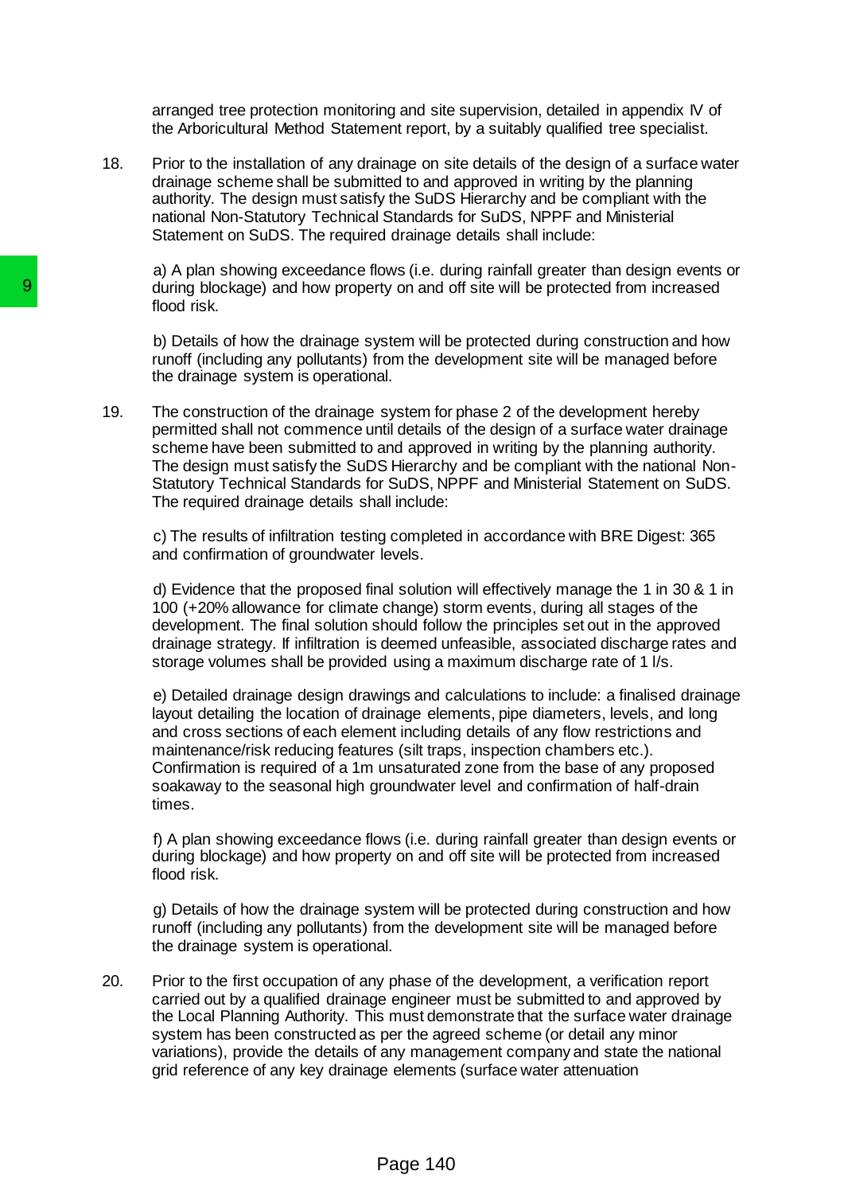arranged tree protection monitoring and site supervision, detailed in appendix IV of the Arboricultural Method Statement report, by a suitably qualified tree specialist.

18. Prior to the installation of any drainage on site details of the design of a surface water drainage scheme shall be submitted to and approved in writing by the planning authority. The design must satisfy the SuDS Hierarchy and be compliant with the national Non-Statutory Technical Standards for SuDS, NPPF and Ministerial Statement on SuDS. The required drainage details shall include:

    a) A plan showing exceedance flows (i.e. during rainfall greater than design events or during blockage) and how property on and off site will be protected from increased flood risk.

    b) Details of how the drainage system will be protected during construction and how runoff (including any pollutants) from the development site will be managed before the drainage system is operational.

19. The construction of the drainage system for phase 2 of the development hereby permitted shall not commence until details of the design of a surface water drainage scheme have been submitted to and approved in writing by the planning authority. The design must satisfy the SuDS Hierarchy and be compliant with the national Non-Statutory Technical Standards for SuDS, NPPF and Ministerial Statement on SuDS. The required drainage details shall include:

    c) The results of infiltration testing completed in accordance with BRE Digest: 365 and confirmation of groundwater levels.

    d) Evidence that the proposed final solution will effectively manage the 1 in 30 & 1 in 100 (+20% allowance for climate change) storm events, during all stages of the development. The final solution should follow the principles set out in the approved drainage strategy. If infiltration is deemed unfeasible, associated discharge rates and storage volumes shall be provided using a maximum discharge rate of 1 l/s.

    e) Detailed drainage design drawings and calculations to include: a finalised drainage layout detailing the location of drainage elements, pipe diameters, levels, and long and cross sections of each element including details of any flow restrictions and maintenance/risk reducing features (silt traps, inspection chambers etc.). Confirmation is required of a 1m unsaturated zone from the base of any proposed soakaway to the seasonal high groundwater level and confirmation of half-drain times.

    f) A plan showing exceedance flows (i.e. during rainfall greater than design events or during blockage) and how property on and off site will be protected from increased flood risk.

    g) Details of how the drainage system will be protected during construction and how runoff (including any pollutants) from the development site will be managed before the drainage system is operational.

20. Prior to the first occupation of any phase of the development, a verification report carried out by a qualified drainage engineer must be submitted to and approved by the Local Planning Authority. This must demonstrate that the surface water drainage system has been constructed as per the agreed scheme (or detail any minor variations), provide the details of any management company and state the national grid reference of any key drainage elements (surface water attenuation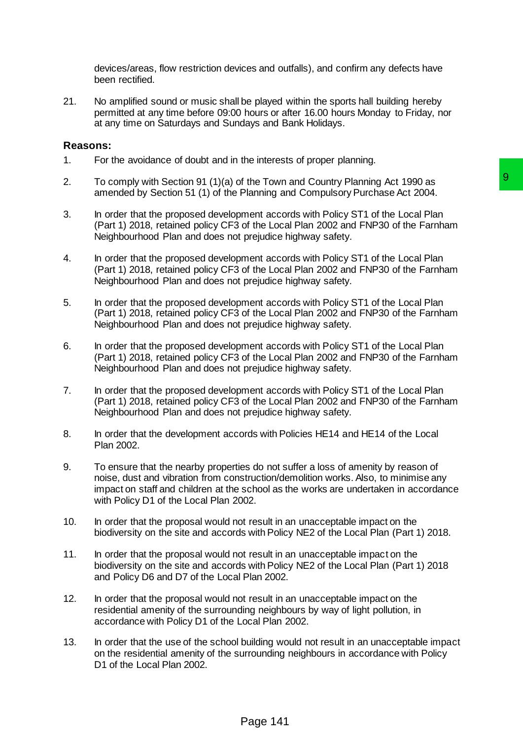devices/areas, flow restriction devices and outfalls), and confirm any defects have been rectified.

21. No amplified sound or music shall be played within the sports hall building hereby permitted at any time before 09:00 hours or after 16.00 hours Monday to Friday, nor at any time on Saturdays and Sundays and Bank Holidays.

**Reasons:**

1. For the avoidance of doubt and in the interests of proper planning.

2. To comply with Section 91 (1)(a) of the Town and Country Planning Act 1990 as amended by Section 51 (1) of the Planning and Compulsory Purchase Act 2004.

3. In order that the proposed development accords with Policy ST1 of the Local Plan (Part 1) 2018, retained policy CF3 of the Local Plan 2002 and FNP30 of the Farnham Neighbourhood Plan and does not prejudice highway safety.

4. In order that the proposed development accords with Policy ST1 of the Local Plan (Part 1) 2018, retained policy CF3 of the Local Plan 2002 and FNP30 of the Farnham Neighbourhood Plan and does not prejudice highway safety.

5. In order that the proposed development accords with Policy ST1 of the Local Plan (Part 1) 2018, retained policy CF3 of the Local Plan 2002 and FNP30 of the Farnham Neighbourhood Plan and does not prejudice highway safety.

6. In order that the proposed development accords with Policy ST1 of the Local Plan (Part 1) 2018, retained policy CF3 of the Local Plan 2002 and FNP30 of the Farnham Neighbourhood Plan and does not prejudice highway safety.

7. In order that the proposed development accords with Policy ST1 of the Local Plan (Part 1) 2018, retained policy CF3 of the Local Plan 2002 and FNP30 of the Farnham Neighbourhood Plan and does not prejudice highway safety.

8. In order that the development accords with Policies HE14 and HE14 of the Local Plan 2002.

9. To ensure that the nearby properties do not suffer a loss of amenity by reason of noise, dust and vibration from construction/demolition works. Also, to minimise any impact on staff and children at the school as the works are undertaken in accordance with Policy D1 of the Local Plan 2002.

10. In order that the proposal would not result in an unacceptable impact on the biodiversity on the site and accords with Policy NE2 of the Local Plan (Part 1) 2018.

11. In order that the proposal would not result in an unacceptable impact on the biodiversity on the site and accords with Policy NE2 of the Local Plan (Part 1) 2018 and Policy D6 and D7 of the Local Plan 2002.

12. In order that the proposal would not result in an unacceptable impact on the residential amenity of the surrounding neighbours by way of light pollution, in accordance with Policy D1 of the Local Plan 2002.

13. In order that the use of the school building would not result in an unacceptable impact on the residential amenity of the surrounding neighbours in accordance with Policy D1 of the Local Plan 2002.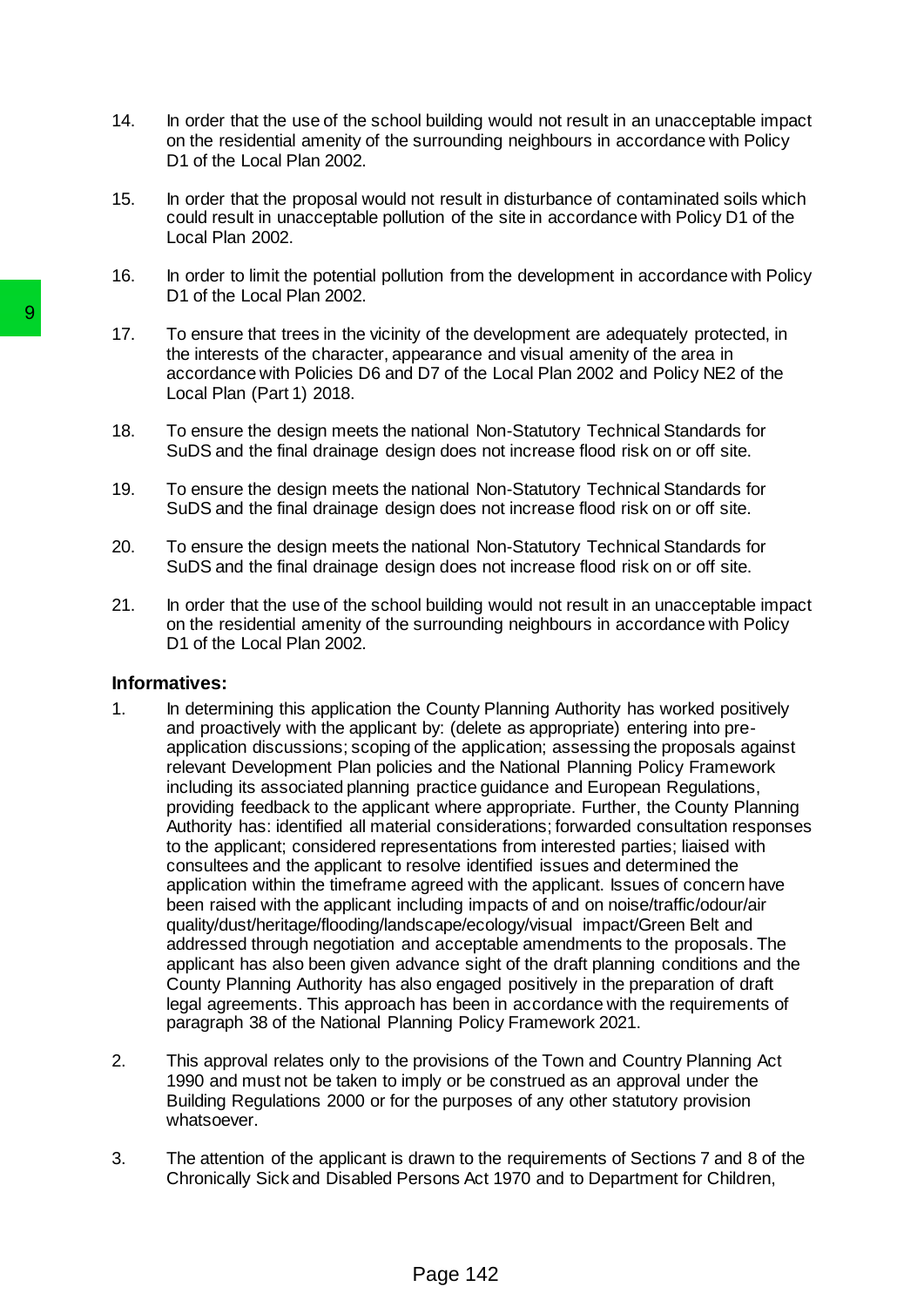14. In order that the use of the school building would not result in an unacceptable impact on the residential amenity of the surrounding neighbours in accordance with Policy D1 of the Local Plan 2002.

15. In order that the proposal would not result in disturbance of contaminated soils which could result in unacceptable pollution of the site in accordance with Policy D1 of the Local Plan 2002.

16. In order to limit the potential pollution from the development in accordance with Policy D1 of the Local Plan 2002.

17. To ensure that trees in the vicinity of the development are adequately protected, in the interests of the character, appearance and visual amenity of the area in accordance with Policies D6 and D7 of the Local Plan 2002 and Policy NE2 of the Local Plan (Part 1) 2018.

18. To ensure the design meets the national Non-Statutory Technical Standards for SuDS and the final drainage design does not increase flood risk on or off site.

19. To ensure the design meets the national Non-Statutory Technical Standards for SuDS and the final drainage design does not increase flood risk on or off site.

20. To ensure the design meets the national Non-Statutory Technical Standards for SuDS and the final drainage design does not increase flood risk on or off site.

21. In order that the use of the school building would not result in an unacceptable impact on the residential amenity of the surrounding neighbours in accordance with Policy D1 of the Local Plan 2002.

**Informatives:**

1. In determining this application the County Planning Authority has worked positively and proactively with the applicant by: (delete as appropriate) entering into pre-application discussions; scoping of the application; assessing the proposals against relevant Development Plan policies and the National Planning Policy Framework including its associated planning practice guidance and European Regulations, providing feedback to the applicant where appropriate. Further, the County Planning Authority has: identified all material considerations; forwarded consultation responses to the applicant; considered representations from interested parties; liaised with consultees and the applicant to resolve identified issues and determined the application within the timeframe agreed with the applicant. Issues of concern have been raised with the applicant including impacts of and on noise/traffic/odour/air quality/dust/heritage/flooding/landscape/ecology/visual impact/Green Belt and addressed through negotiation and acceptable amendments to the proposals. The applicant has also been given advance sight of the draft planning conditions and the County Planning Authority has also engaged positively in the preparation of draft legal agreements. This approach has been in accordance with the requirements of paragraph 38 of the National Planning Policy Framework 2021.

2. This approval relates only to the provisions of the Town and Country Planning Act 1990 and must not be taken to imply or be construed as an approval under the Building Regulations 2000 or for the purposes of any other statutory provision whatsoever.

3. The attention of the applicant is drawn to the requirements of Sections 7 and 8 of the Chronically Sick and Disabled Persons Act 1970 and to Department for Children,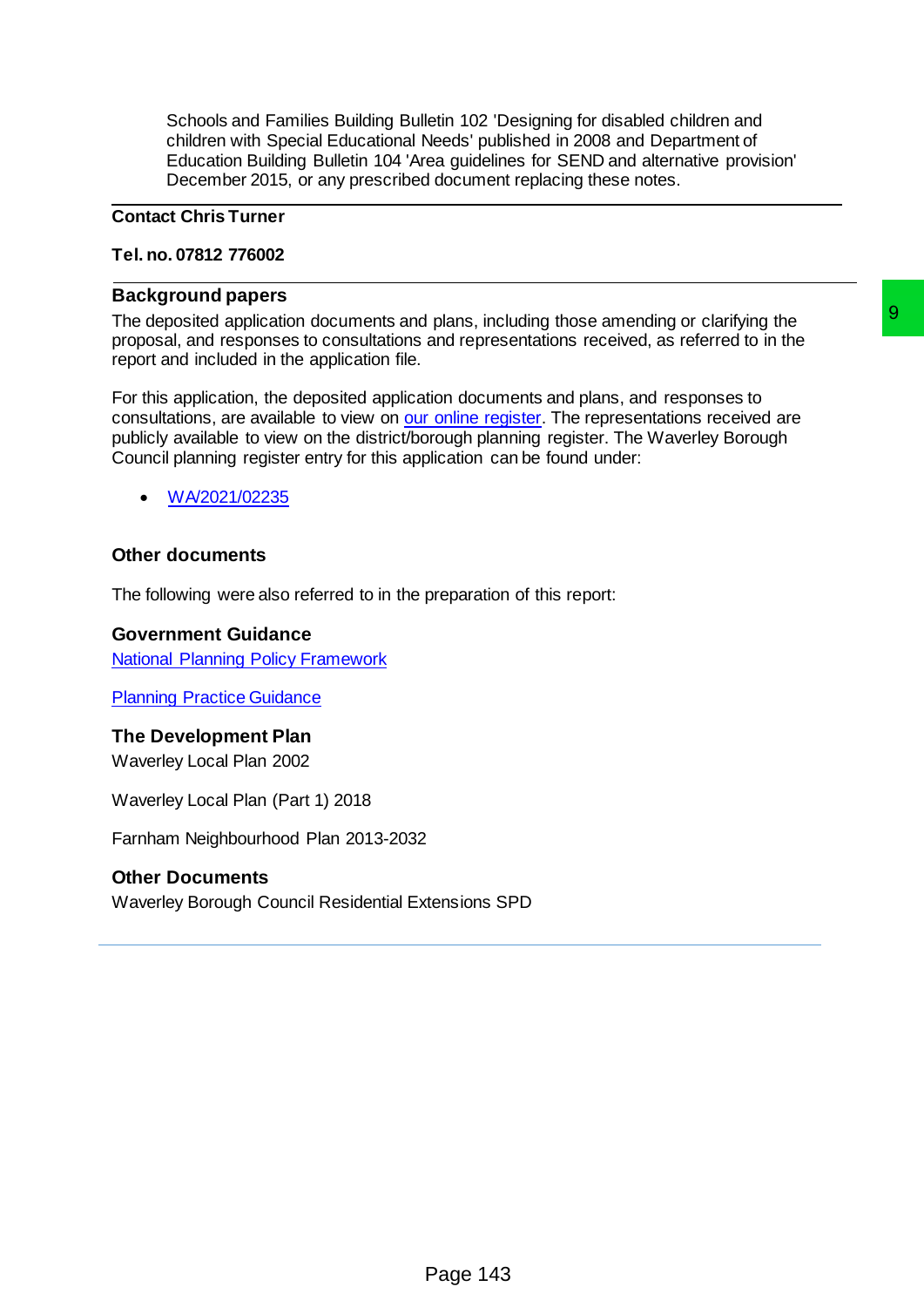Schools and Families Building Bulletin 102 'Designing for disabled children and children with Special Educational Needs' published in 2008 and Department of Education Building Bulletin 104 'Area guidelines for SEND and alternative provision' December 2015, or any prescribed document replacing these notes.

**Contact Chris Turner**

**Tel. no. 07812 776002**

## Background papers

The deposited application documents and plans, including those amending or clarifying the proposal, and responses to consultations and representations received, as referred to in the report and included in the application file.

For this application, the deposited application documents and plans, and responses to consultations, are available to view on our online register. The representations received are publicly available to view on the district/borough planning register. The Waverley Borough Council planning register entry for this application can be found under:

- WA/2021/02235

## Other documents

The following were also referred to in the preparation of this report:

### Government Guidance

National Planning Policy Framework

Planning Practice Guidance

### The Development Plan

Waverley Local Plan 2002

Waverley Local Plan (Part 1) 2018

Farnham Neighbourhood Plan 2013-2032

### Other Documents

Waverley Borough Council Residential Extensions SPD